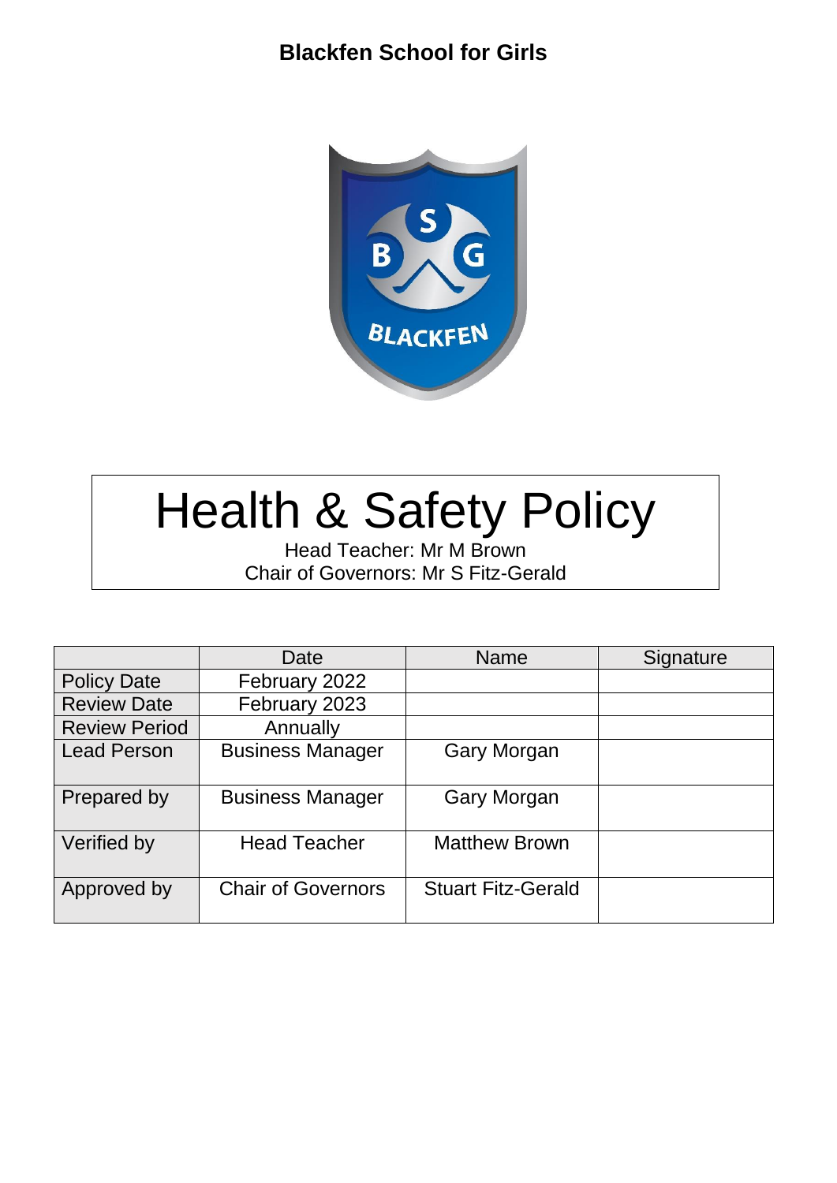**Blackfen School for Girls**

# Health & Safety Policy

Head Teacher: Mr M Brown
Chair of Governors: Mr S Fitz-Gerald

| | Date | Name | Signature |
|---|---|---|---|
| Policy Date | February 2022 | | |
| Review Date | February 2023 | | |
| Review Period | Annually | | |
| Lead Person | Business Manager | Gary Morgan | |
| Prepared by | Business Manager | Gary Morgan | |
| Verified by | Head Teacher | Matthew Brown | |
| Approved by | Chair of Governors | Stuart Fitz-Gerald | |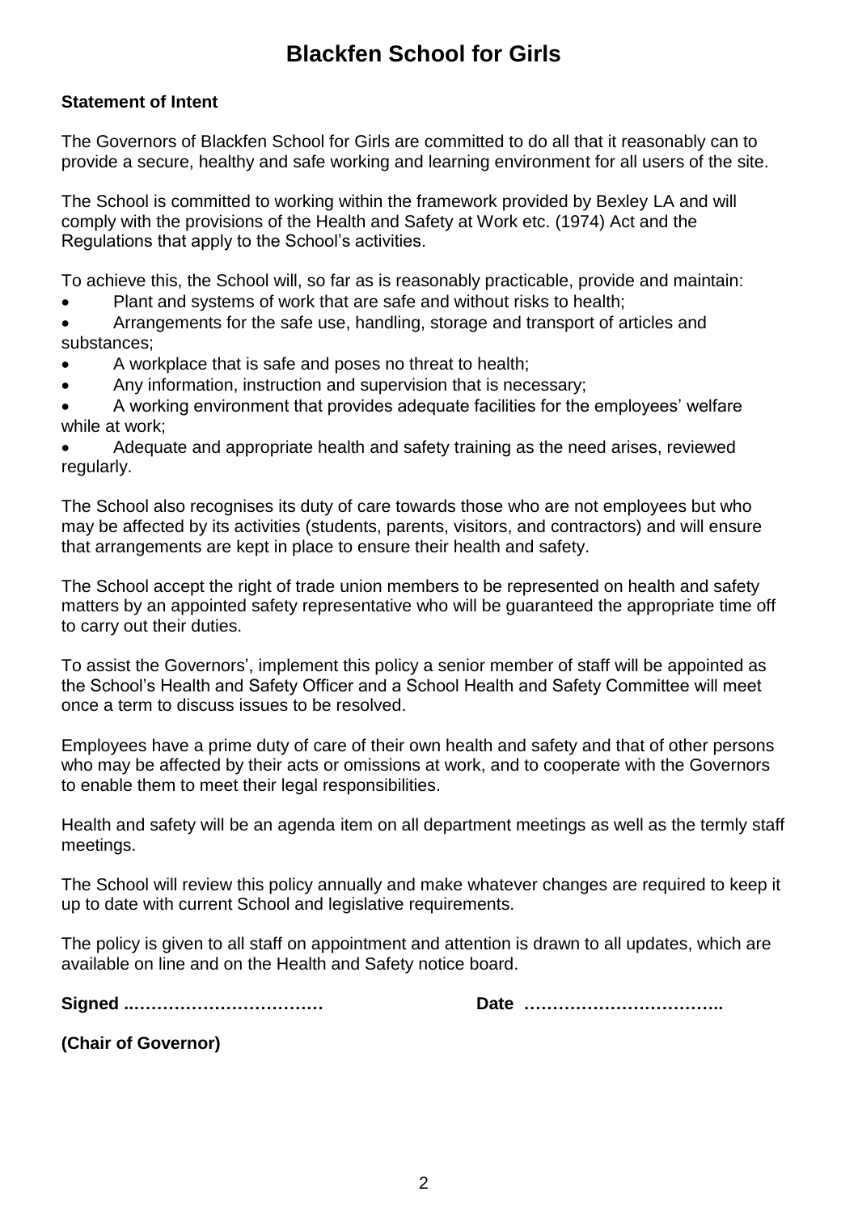# Blackfen School for Girls

**Statement of Intent**

The Governors of Blackfen School for Girls are committed to do all that it reasonably can to provide a secure, healthy and safe working and learning environment for all users of the site.

The School is committed to working within the framework provided by Bexley LA and will comply with the provisions of the Health and Safety at Work etc. (1974) Act and the Regulations that apply to the School's activities.

To achieve this, the School will, so far as is reasonably practicable, provide and maintain:

- Plant and systems of work that are safe and without risks to health;
- Arrangements for the safe use, handling, storage and transport of articles and substances;
- A workplace that is safe and poses no threat to health;
- Any information, instruction and supervision that is necessary;
- A working environment that provides adequate facilities for the employees' welfare while at work;
- Adequate and appropriate health and safety training as the need arises, reviewed regularly.

The School also recognises its duty of care towards those who are not employees but who may be affected by its activities (students, parents, visitors, and contractors) and will ensure that arrangements are kept in place to ensure their health and safety.

The School accept the right of trade union members to be represented on health and safety matters by an appointed safety representative who will be guaranteed the appropriate time off to carry out their duties.

To assist the Governors', implement this policy a senior member of staff will be appointed as the School's Health and Safety Officer and a School Health and Safety Committee will meet once a term to discuss issues to be resolved.

Employees have a prime duty of care of their own health and safety and that of other persons who may be affected by their acts or omissions at work, and to cooperate with the Governors to enable them to meet their legal responsibilities.

Health and safety will be an agenda item on all department meetings as well as the termly staff meetings.

The School will review this policy annually and make whatever changes are required to keep it up to date with current School and legislative requirements.

The policy is given to all staff on appointment and attention is drawn to all updates, which are available on line and on the Health and Safety notice board.

**Signed ..……………………………** **Date ……………………………..**

**(Chair of Governor)**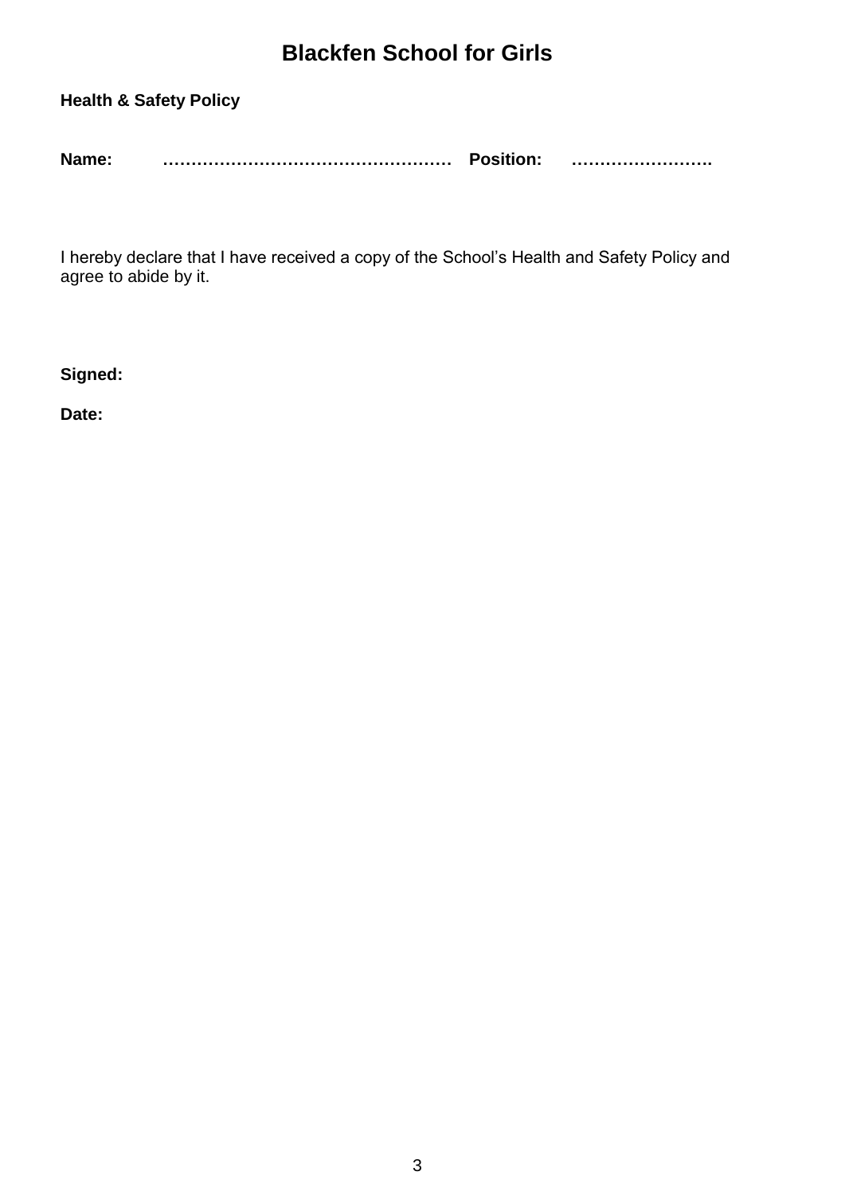# Blackfen School for Girls

**Health & Safety Policy**

**Name:** ……………………………………………… **Position:** …………………….

I hereby declare that I have received a copy of the School's Health and Safety Policy and agree to abide by it.

**Signed:**

**Date:**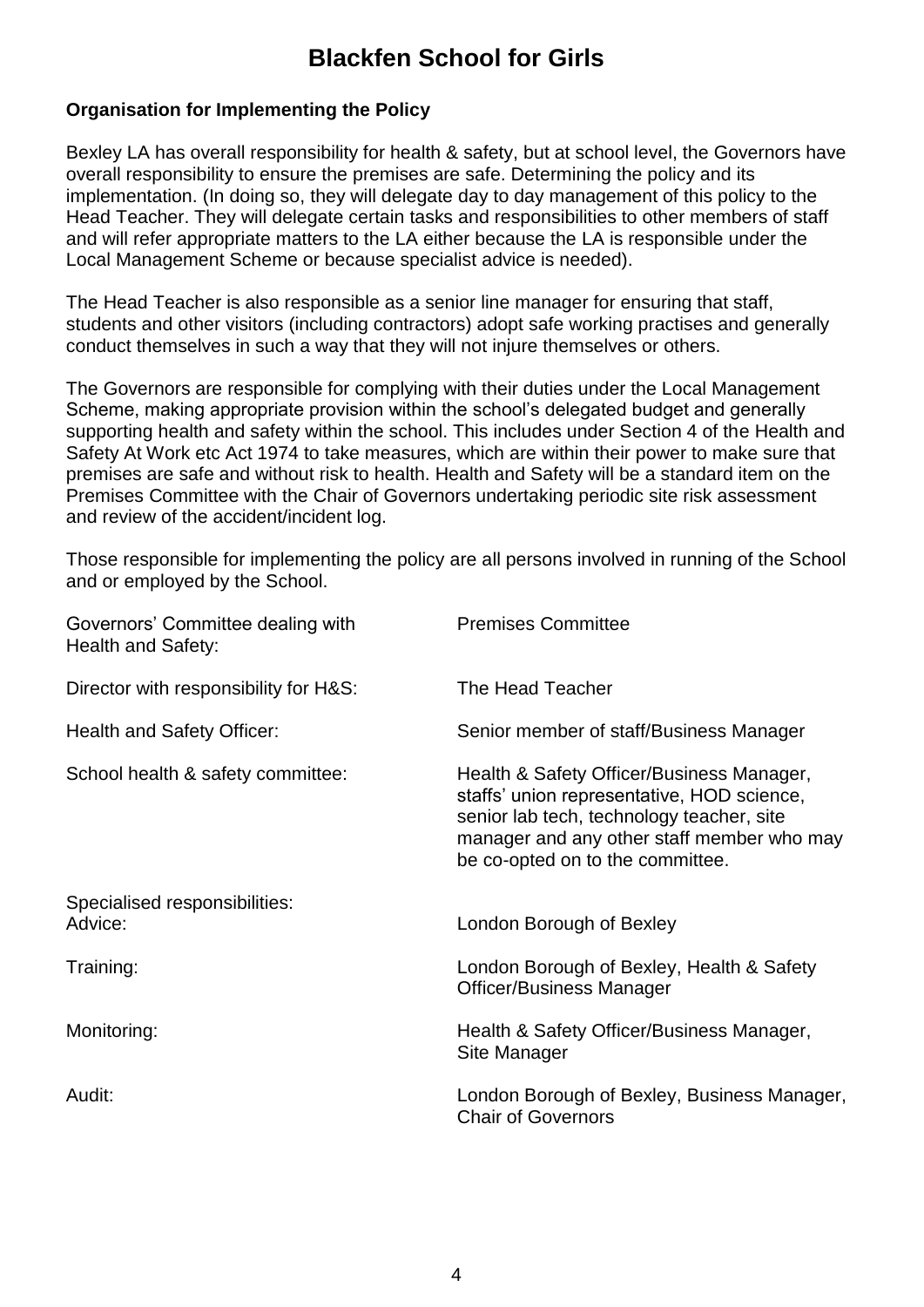# Blackfen School for Girls

**Organisation for Implementing the Policy**

Bexley LA has overall responsibility for health & safety, but at school level, the Governors have overall responsibility to ensure the premises are safe. Determining the policy and its implementation. (In doing so, they will delegate day to day management of this policy to the Head Teacher. They will delegate certain tasks and responsibilities to other members of staff and will refer appropriate matters to the LA either because the LA is responsible under the Local Management Scheme or because specialist advice is needed).

The Head Teacher is also responsible as a senior line manager for ensuring that staff, students and other visitors (including contractors) adopt safe working practises and generally conduct themselves in such a way that they will not injure themselves or others.

The Governors are responsible for complying with their duties under the Local Management Scheme, making appropriate provision within the school's delegated budget and generally supporting health and safety within the school. This includes under Section 4 of the Health and Safety At Work etc Act 1974 to take measures, which are within their power to make sure that premises are safe and without risk to health. Health and Safety will be a standard item on the Premises Committee with the Chair of Governors undertaking periodic site risk assessment and review of the accident/incident log.

Those responsible for implementing the policy are all persons involved in running of the School and or employed by the School.

| | |
|---|---|
| Governors' Committee dealing with Health and Safety: | Premises Committee |
| Director with responsibility for H&S: | The Head Teacher |
| Health and Safety Officer: | Senior member of staff/Business Manager |
| School health & safety committee: | Health & Safety Officer/Business Manager, staffs' union representative, HOD science, senior lab tech, technology teacher, site manager and any other staff member who may be co-opted on to the committee. |
| Specialised responsibilities: | |
| Advice: | London Borough of Bexley |
| Training: | London Borough of Bexley, Health & Safety Officer/Business Manager |
| Monitoring: | Health & Safety Officer/Business Manager, Site Manager |
| Audit: | London Borough of Bexley, Business Manager, Chair of Governors |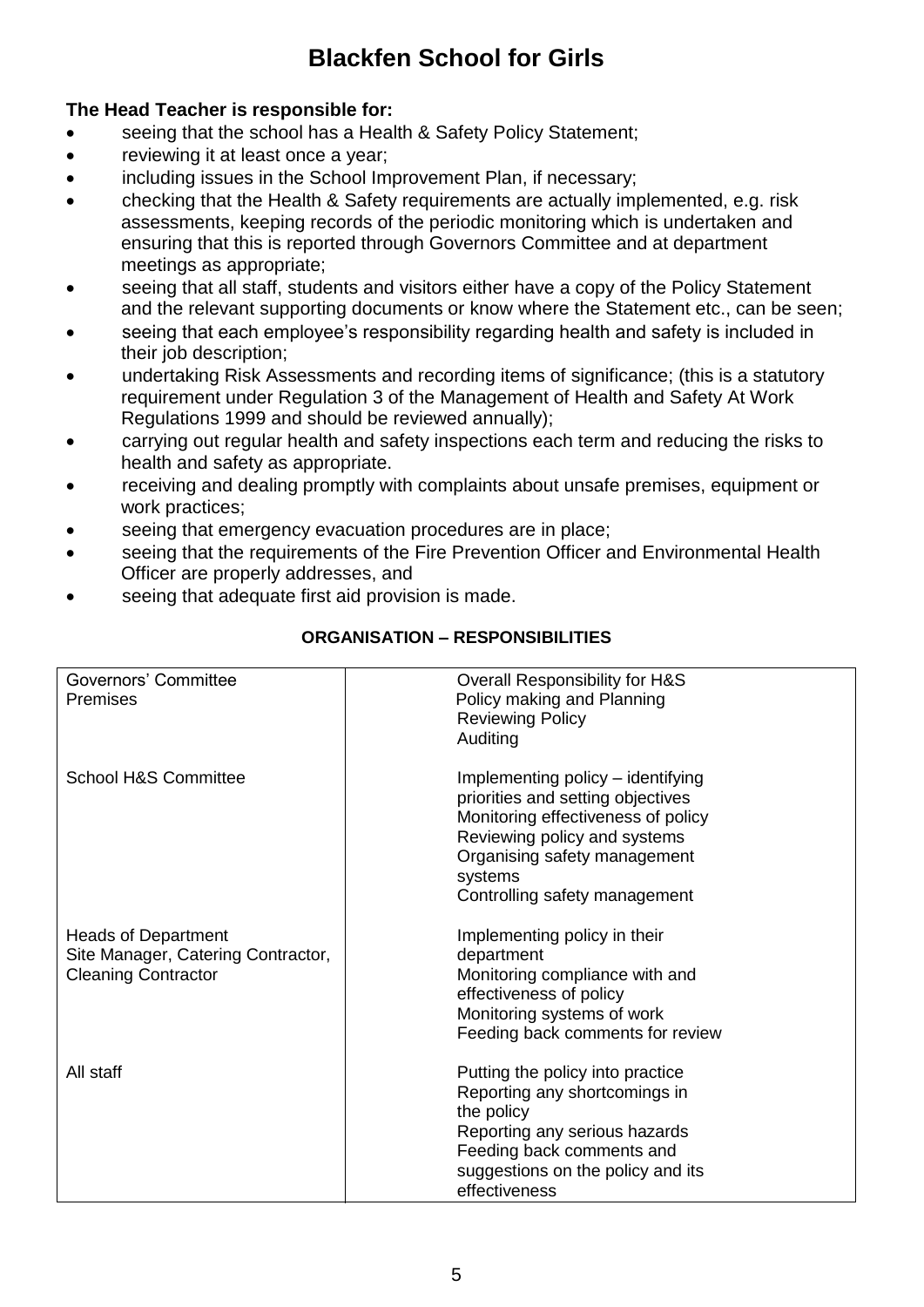# Blackfen School for Girls

**The Head Teacher is responsible for:**

- seeing that the school has a Health & Safety Policy Statement;
- reviewing it at least once a year;
- including issues in the School Improvement Plan, if necessary;
- checking that the Health & Safety requirements are actually implemented, e.g. risk assessments, keeping records of the periodic monitoring which is undertaken and ensuring that this is reported through Governors Committee and at department meetings as appropriate;
- seeing that all staff, students and visitors either have a copy of the Policy Statement and the relevant supporting documents or know where the Statement etc., can be seen;
- seeing that each employee's responsibility regarding health and safety is included in their job description;
- undertaking Risk Assessments and recording items of significance; (this is a statutory requirement under Regulation 3 of the Management of Health and Safety At Work Regulations 1999 and should be reviewed annually);
- carrying out regular health and safety inspections each term and reducing the risks to health and safety as appropriate.
- receiving and dealing promptly with complaints about unsafe premises, equipment or work practices;
- seeing that emergency evacuation procedures are in place;
- seeing that the requirements of the Fire Prevention Officer and Environmental Health Officer are properly addresses, and
- seeing that adequate first aid provision is made.

**ORGANISATION – RESPONSIBILITIES**

| | |
|---|---|
| Governors' Committee<br>Premises | Overall Responsibility for H&S<br>Policy making and Planning<br>Reviewing Policy<br>Auditing |
| School H&S Committee | Implementing policy – identifying priorities and setting objectives<br>Monitoring effectiveness of policy<br>Reviewing policy and systems<br>Organising safety management systems<br>Controlling safety management |
| Heads of Department<br>Site Manager, Catering Contractor,<br>Cleaning Contractor | Implementing policy in their department<br>Monitoring compliance with and effectiveness of policy<br>Monitoring systems of work<br>Feeding back comments for review |
| All staff | Putting the policy into practice<br>Reporting any shortcomings in the policy<br>Reporting any serious hazards<br>Feeding back comments and suggestions on the policy and its effectiveness |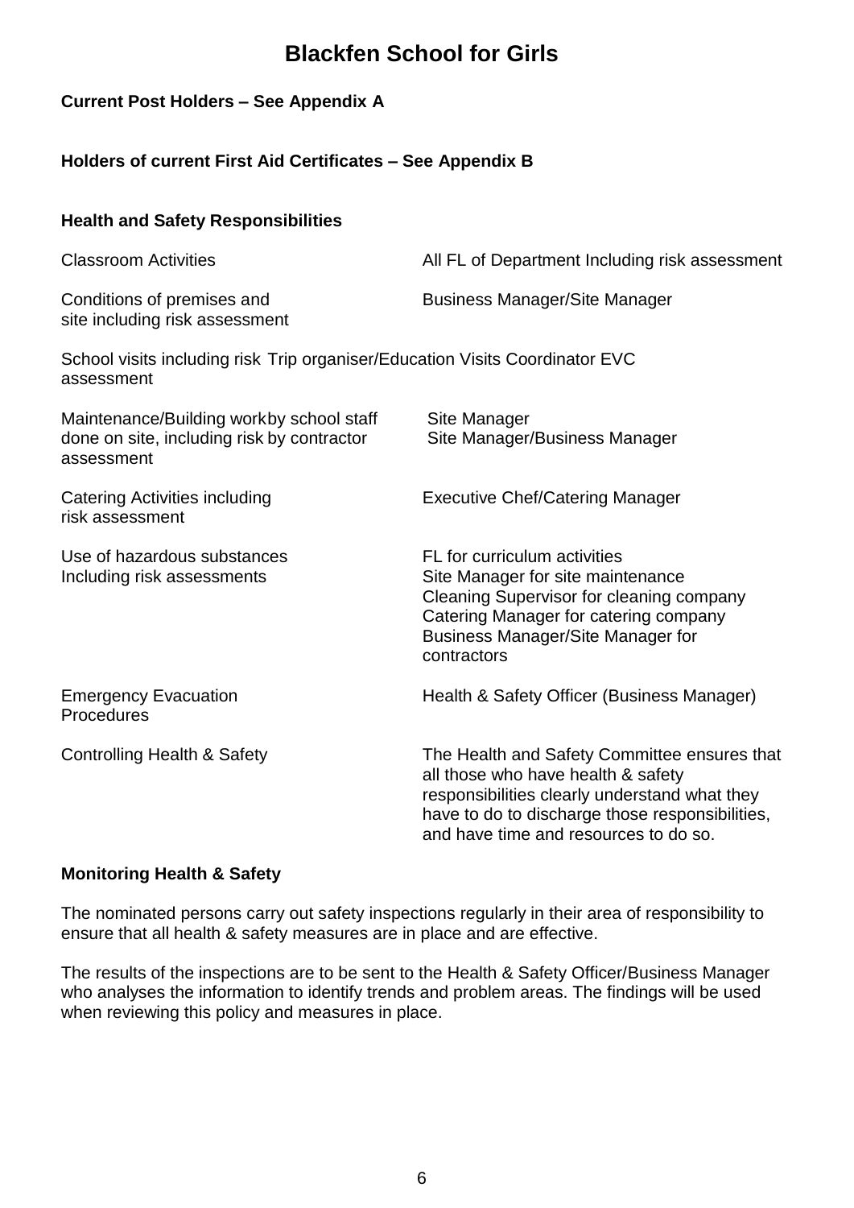# Blackfen School for Girls

**Current Post Holders – See Appendix A**

**Holders of current First Aid Certificates – See Appendix B**

**Health and Safety Responsibilities**

| | |
|---|---|
| Classroom Activities | All FL of Department Including risk assessment |
| Conditions of premises and site including risk assessment | Business Manager/Site Manager |
| School visits including risk assessment | Trip organiser/Education Visits Coordinator EVC |
| Maintenance/Building work done on site, including risk assessment | by school staff: Site Manager<br>by contractor: Site Manager/Business Manager |
| Catering Activities including risk assessment | Executive Chef/Catering Manager |
| Use of hazardous substances Including risk assessments | FL for curriculum activities<br>Site Manager for site maintenance<br>Cleaning Supervisor for cleaning company<br>Catering Manager for catering company<br>Business Manager/Site Manager for contractors |
| Emergency Evacuation Procedures | Health & Safety Officer (Business Manager) |
| Controlling Health & Safety | The Health and Safety Committee ensures that all those who have health & safety responsibilities clearly understand what they have to do to discharge those responsibilities, and have time and resources to do so. |

**Monitoring Health & Safety**

The nominated persons carry out safety inspections regularly in their area of responsibility to ensure that all health & safety measures are in place and are effective.

The results of the inspections are to be sent to the Health & Safety Officer/Business Manager who analyses the information to identify trends and problem areas. The findings will be used when reviewing this policy and measures in place.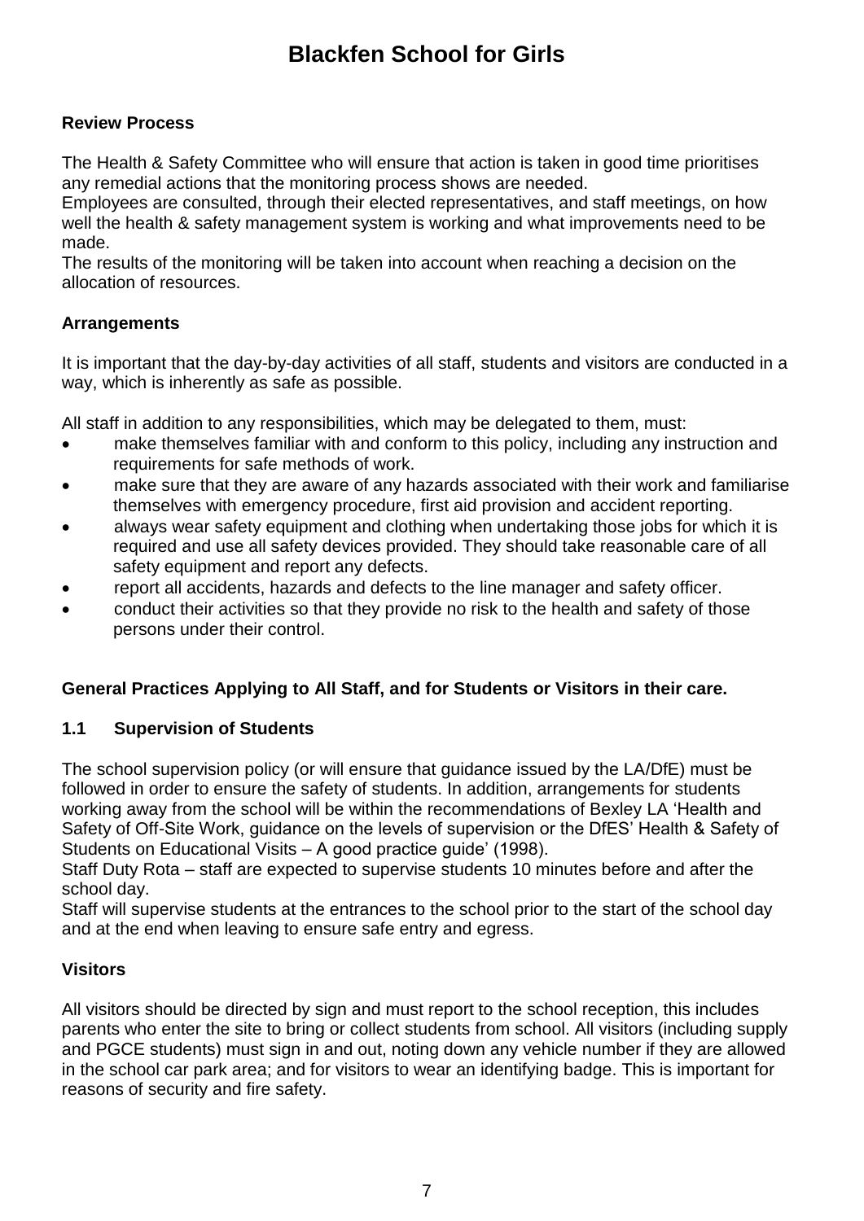# Blackfen School for Girls

### Review Process

The Health & Safety Committee who will ensure that action is taken in good time prioritises any remedial actions that the monitoring process shows are needed.
Employees are consulted, through their elected representatives, and staff meetings, on how well the health & safety management system is working and what improvements need to be made.
The results of the monitoring will be taken into account when reaching a decision on the allocation of resources.

### Arrangements

It is important that the day-by-day activities of all staff, students and visitors are conducted in a way, which is inherently as safe as possible.

All staff in addition to any responsibilities, which may be delegated to them, must:

- make themselves familiar with and conform to this policy, including any instruction and requirements for safe methods of work.
- make sure that they are aware of any hazards associated with their work and familiarise themselves with emergency procedure, first aid provision and accident reporting.
- always wear safety equipment and clothing when undertaking those jobs for which it is required and use all safety devices provided. They should take reasonable care of all safety equipment and report any defects.
- report all accidents, hazards and defects to the line manager and safety officer.
- conduct their activities so that they provide no risk to the health and safety of those persons under their control.

### General Practices Applying to All Staff, and for Students or Visitors in their care.

### 1.1 Supervision of Students

The school supervision policy (or will ensure that guidance issued by the LA/DfE) must be followed in order to ensure the safety of students. In addition, arrangements for students working away from the school will be within the recommendations of Bexley LA 'Health and Safety of Off-Site Work, guidance on the levels of supervision or the DfES' Health & Safety of Students on Educational Visits – A good practice guide' (1998).
Staff Duty Rota – staff are expected to supervise students 10 minutes before and after the school day.
Staff will supervise students at the entrances to the school prior to the start of the school day and at the end when leaving to ensure safe entry and egress.

### Visitors

All visitors should be directed by sign and must report to the school reception, this includes parents who enter the site to bring or collect students from school. All visitors (including supply and PGCE students) must sign in and out, noting down any vehicle number if they are allowed in the school car park area; and for visitors to wear an identifying badge. This is important for reasons of security and fire safety.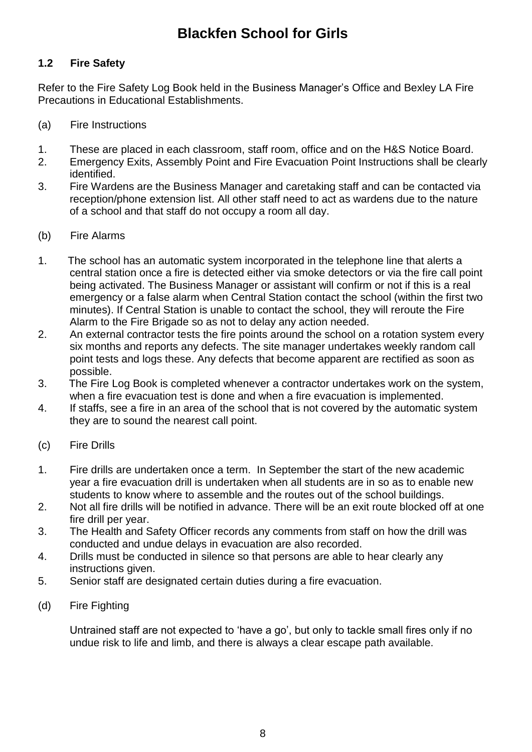# Blackfen School for Girls

### 1.2 Fire Safety

Refer to the Fire Safety Log Book held in the Business Manager's Office and Bexley LA Fire Precautions in Educational Establishments.

(a) Fire Instructions

1. These are placed in each classroom, staff room, office and on the H&S Notice Board.
2. Emergency Exits, Assembly Point and Fire Evacuation Point Instructions shall be clearly identified.
3. Fire Wardens are the Business Manager and caretaking staff and can be contacted via reception/phone extension list. All other staff need to act as wardens due to the nature of a school and that staff do not occupy a room all day.

(b) Fire Alarms

1. The school has an automatic system incorporated in the telephone line that alerts a central station once a fire is detected either via smoke detectors or via the fire call point being activated. The Business Manager or assistant will confirm or not if this is a real emergency or a false alarm when Central Station contact the school (within the first two minutes). If Central Station is unable to contact the school, they will reroute the Fire Alarm to the Fire Brigade so as not to delay any action needed.
2. An external contractor tests the fire points around the school on a rotation system every six months and reports any defects. The site manager undertakes weekly random call point tests and logs these. Any defects that become apparent are rectified as soon as possible.
3. The Fire Log Book is completed whenever a contractor undertakes work on the system, when a fire evacuation test is done and when a fire evacuation is implemented.
4. If staffs, see a fire in an area of the school that is not covered by the automatic system they are to sound the nearest call point.

(c) Fire Drills

1. Fire drills are undertaken once a term. In September the start of the new academic year a fire evacuation drill is undertaken when all students are in so as to enable new students to know where to assemble and the routes out of the school buildings.
2. Not all fire drills will be notified in advance. There will be an exit route blocked off at one fire drill per year.
3. The Health and Safety Officer records any comments from staff on how the drill was conducted and undue delays in evacuation are also recorded.
4. Drills must be conducted in silence so that persons are able to hear clearly any instructions given.
5. Senior staff are designated certain duties during a fire evacuation.

(d) Fire Fighting

Untrained staff are not expected to 'have a go', but only to tackle small fires only if no undue risk to life and limb, and there is always a clear escape path available.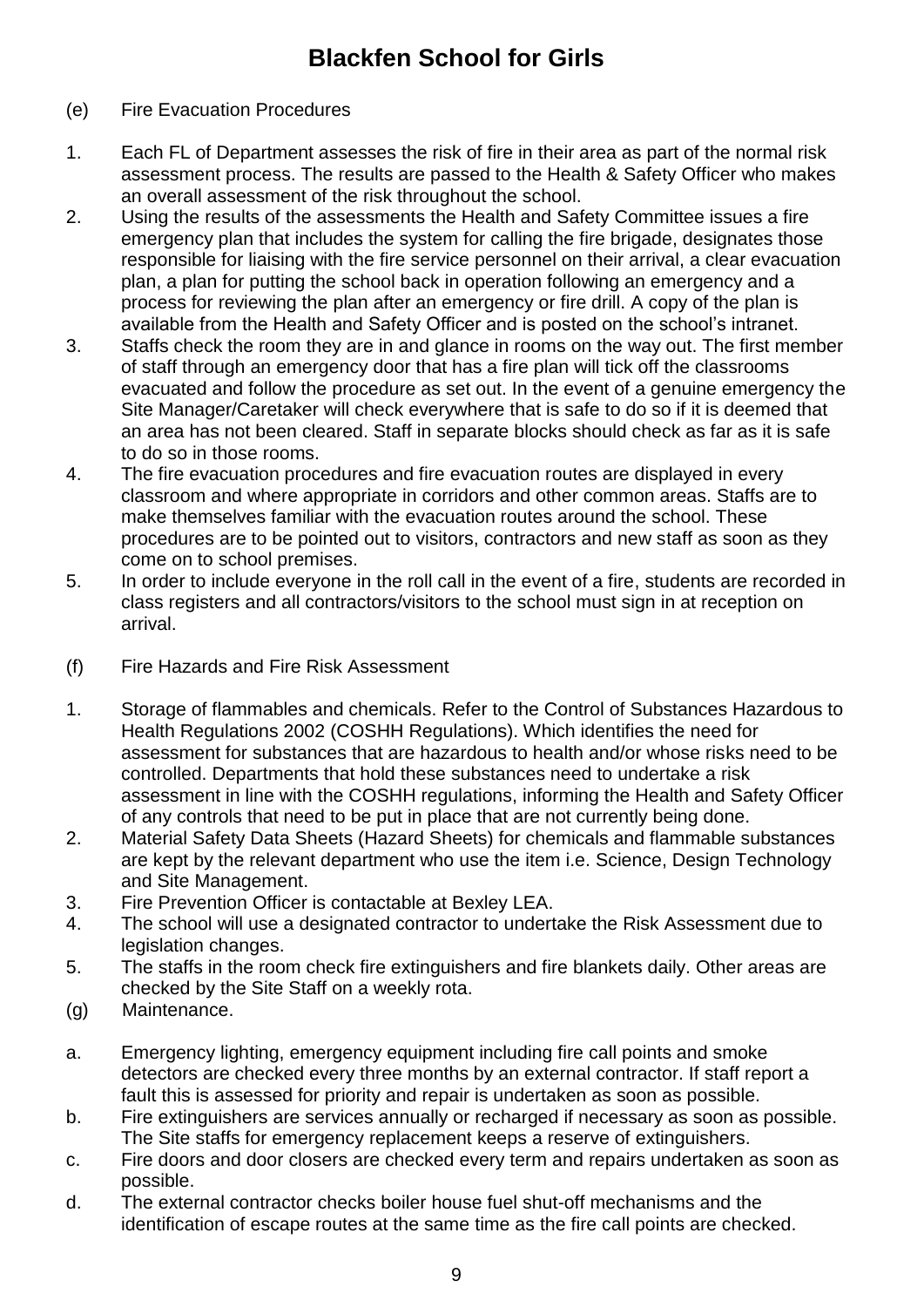(e) Fire Evacuation Procedures

1. Each FL of Department assesses the risk of fire in their area as part of the normal risk assessment process. The results are passed to the Health & Safety Officer who makes an overall assessment of the risk throughout the school.
2. Using the results of the assessments the Health and Safety Committee issues a fire emergency plan that includes the system for calling the fire brigade, designates those responsible for liaising with the fire service personnel on their arrival, a clear evacuation plan, a plan for putting the school back in operation following an emergency and a process for reviewing the plan after an emergency or fire drill. A copy of the plan is available from the Health and Safety Officer and is posted on the school's intranet.
3. Staffs check the room they are in and glance in rooms on the way out. The first member of staff through an emergency door that has a fire plan will tick off the classrooms evacuated and follow the procedure as set out. In the event of a genuine emergency the Site Manager/Caretaker will check everywhere that is safe to do so if it is deemed that an area has not been cleared. Staff in separate blocks should check as far as it is safe to do so in those rooms.
4. The fire evacuation procedures and fire evacuation routes are displayed in every classroom and where appropriate in corridors and other common areas. Staffs are to make themselves familiar with the evacuation routes around the school. These procedures are to be pointed out to visitors, contractors and new staff as soon as they come on to school premises.
5. In order to include everyone in the roll call in the event of a fire, students are recorded in class registers and all contractors/visitors to the school must sign in at reception on arrival.

(f) Fire Hazards and Fire Risk Assessment

1. Storage of flammables and chemicals. Refer to the Control of Substances Hazardous to Health Regulations 2002 (COSHH Regulations). Which identifies the need for assessment for substances that are hazardous to health and/or whose risks need to be controlled. Departments that hold these substances need to undertake a risk assessment in line with the COSHH regulations, informing the Health and Safety Officer of any controls that need to be put in place that are not currently being done.
2. Material Safety Data Sheets (Hazard Sheets) for chemicals and flammable substances are kept by the relevant department who use the item i.e. Science, Design Technology and Site Management.
3. Fire Prevention Officer is contactable at Bexley LEA.
4. The school will use a designated contractor to undertake the Risk Assessment due to legislation changes.
5. The staffs in the room check fire extinguishers and fire blankets daily. Other areas are checked by the Site Staff on a weekly rota.

(g) Maintenance.

a. Emergency lighting, emergency equipment including fire call points and smoke detectors are checked every three months by an external contractor. If staff report a fault this is assessed for priority and repair is undertaken as soon as possible.
b. Fire extinguishers are services annually or recharged if necessary as soon as possible. The Site staffs for emergency replacement keeps a reserve of extinguishers.
c. Fire doors and door closers are checked every term and repairs undertaken as soon as possible.
d. The external contractor checks boiler house fuel shut-off mechanisms and the identification of escape routes at the same time as the fire call points are checked.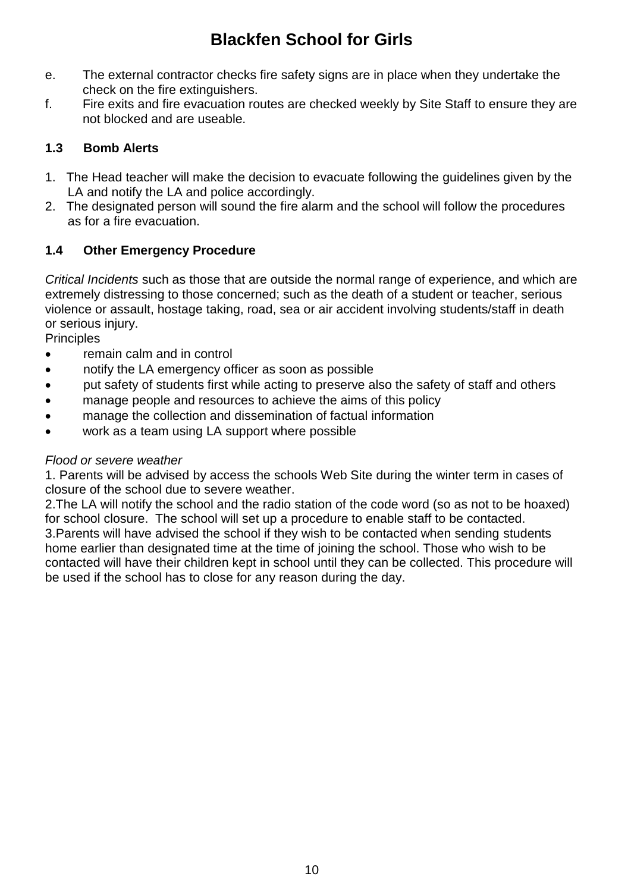e. The external contractor checks fire safety signs are in place when they undertake the check on the fire extinguishers.

f. Fire exits and fire evacuation routes are checked weekly by Site Staff to ensure they are not blocked and are useable.

### 1.3 Bomb Alerts

1. The Head teacher will make the decision to evacuate following the guidelines given by the LA and notify the LA and police accordingly.
2. The designated person will sound the fire alarm and the school will follow the procedures as for a fire evacuation.

### 1.4 Other Emergency Procedure

*Critical Incidents* such as those that are outside the normal range of experience, and which are extremely distressing to those concerned; such as the death of a student or teacher, serious violence or assault, hostage taking, road, sea or air accident involving students/staff in death or serious injury.

Principles

- remain calm and in control
- notify the LA emergency officer as soon as possible
- put safety of students first while acting to preserve also the safety of staff and others
- manage people and resources to achieve the aims of this policy
- manage the collection and dissemination of factual information
- work as a team using LA support where possible

*Flood or severe weather*

1. Parents will be advised by access the schools Web Site during the winter term in cases of closure of the school due to severe weather.

2.The LA will notify the school and the radio station of the code word (so as not to be hoaxed) for school closure. The school will set up a procedure to enable staff to be contacted.

3.Parents will have advised the school if they wish to be contacted when sending students home earlier than designated time at the time of joining the school. Those who wish to be contacted will have their children kept in school until they can be collected. This procedure will be used if the school has to close for any reason during the day.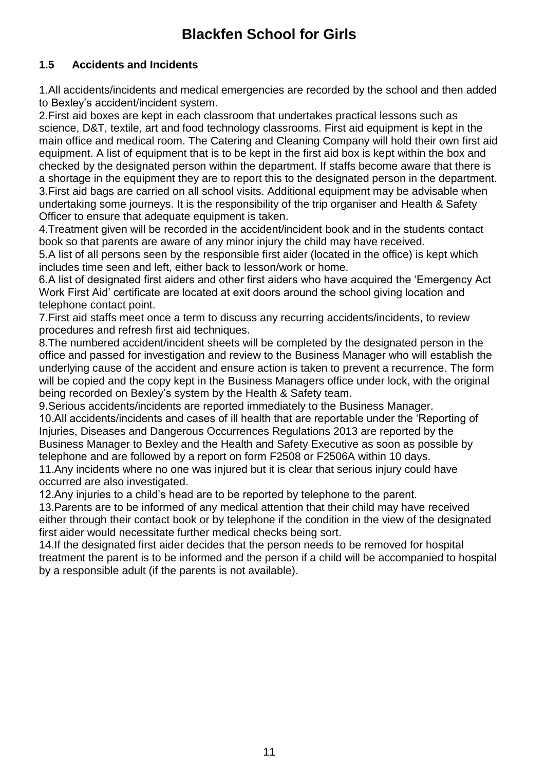# Blackfen School for Girls

## 1.5 Accidents and Incidents

1.All accidents/incidents and medical emergencies are recorded by the school and then added to Bexley's accident/incident system.
2.First aid boxes are kept in each classroom that undertakes practical lessons such as science, D&T, textile, art and food technology classrooms. First aid equipment is kept in the main office and medical room. The Catering and Cleaning Company will hold their own first aid equipment. A list of equipment that is to be kept in the first aid box is kept within the box and checked by the designated person within the department. If staffs become aware that there is a shortage in the equipment they are to report this to the designated person in the department.
3.First aid bags are carried on all school visits. Additional equipment may be advisable when undertaking some journeys. It is the responsibility of the trip organiser and Health & Safety Officer to ensure that adequate equipment is taken.
4.Treatment given will be recorded in the accident/incident book and in the students contact book so that parents are aware of any minor injury the child may have received.
5.A list of all persons seen by the responsible first aider (located in the office) is kept which includes time seen and left, either back to lesson/work or home.
6.A list of designated first aiders and other first aiders who have acquired the 'Emergency Act Work First Aid' certificate are located at exit doors around the school giving location and telephone contact point.
7.First aid staffs meet once a term to discuss any recurring accidents/incidents, to review procedures and refresh first aid techniques.
8.The numbered accident/incident sheets will be completed by the designated person in the office and passed for investigation and review to the Business Manager who will establish the underlying cause of the accident and ensure action is taken to prevent a recurrence. The form will be copied and the copy kept in the Business Managers office under lock, with the original being recorded on Bexley's system by the Health & Safety team.
9.Serious accidents/incidents are reported immediately to the Business Manager.
10.All accidents/incidents and cases of ill health that are reportable under the 'Reporting of Injuries, Diseases and Dangerous Occurrences Regulations 2013 are reported by the Business Manager to Bexley and the Health and Safety Executive as soon as possible by telephone and are followed by a report on form F2508 or F2506A within 10 days.
11.Any incidents where no one was injured but it is clear that serious injury could have occurred are also investigated.
12.Any injuries to a child's head are to be reported by telephone to the parent.
13.Parents are to be informed of any medical attention that their child may have received either through their contact book or by telephone if the condition in the view of the designated first aider would necessitate further medical checks being sort.
14.If the designated first aider decides that the person needs to be removed for hospital treatment the parent is to be informed and the person if a child will be accompanied to hospital by a responsible adult (if the parents is not available).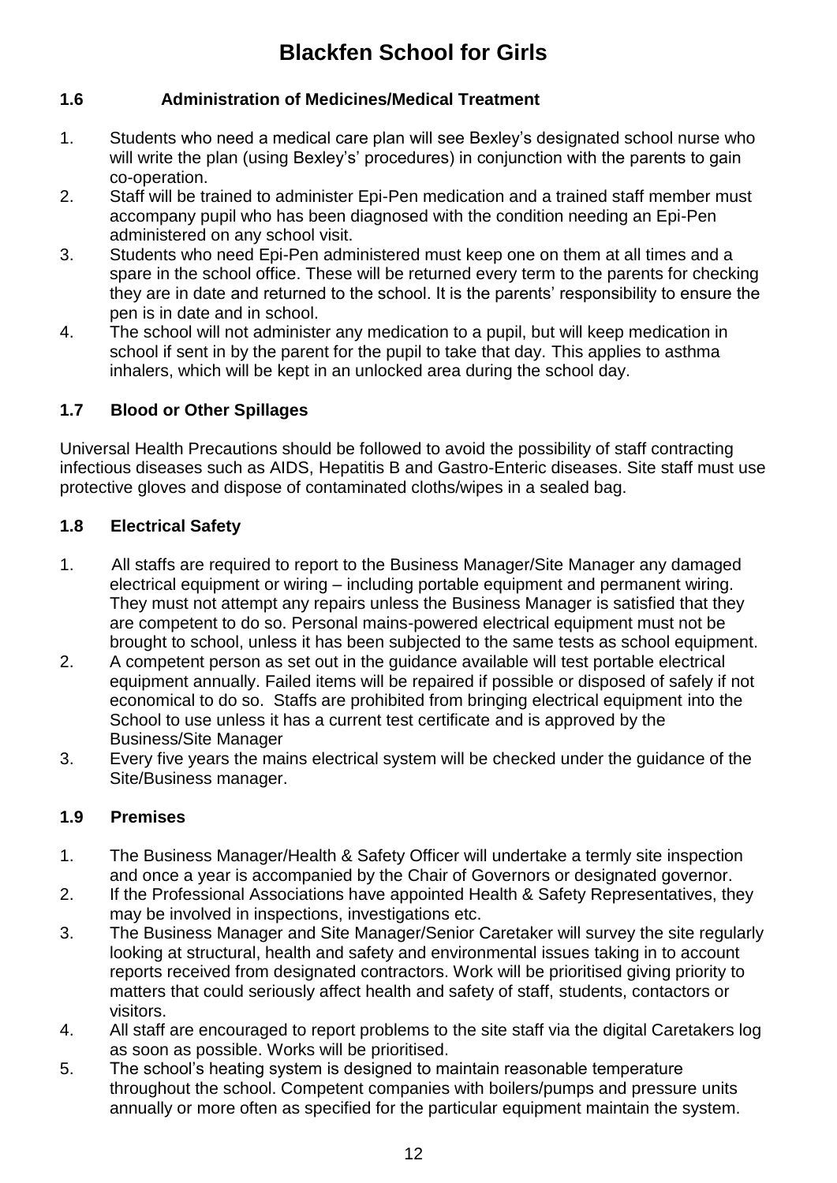# Blackfen School for Girls

### 1.6 Administration of Medicines/Medical Treatment

1. Students who need a medical care plan will see Bexley's designated school nurse who will write the plan (using Bexley's' procedures) in conjunction with the parents to gain co-operation.
2. Staff will be trained to administer Epi-Pen medication and a trained staff member must accompany pupil who has been diagnosed with the condition needing an Epi-Pen administered on any school visit.
3. Students who need Epi-Pen administered must keep one on them at all times and a spare in the school office. These will be returned every term to the parents for checking they are in date and returned to the school. It is the parents' responsibility to ensure the pen is in date and in school.
4. The school will not administer any medication to a pupil, but will keep medication in school if sent in by the parent for the pupil to take that day. This applies to asthma inhalers, which will be kept in an unlocked area during the school day.

### 1.7 Blood or Other Spillages

Universal Health Precautions should be followed to avoid the possibility of staff contracting infectious diseases such as AIDS, Hepatitis B and Gastro-Enteric diseases. Site staff must use protective gloves and dispose of contaminated cloths/wipes in a sealed bag.

### 1.8 Electrical Safety

1. All staffs are required to report to the Business Manager/Site Manager any damaged electrical equipment or wiring – including portable equipment and permanent wiring. They must not attempt any repairs unless the Business Manager is satisfied that they are competent to do so. Personal mains-powered electrical equipment must not be brought to school, unless it has been subjected to the same tests as school equipment.
2. A competent person as set out in the guidance available will test portable electrical equipment annually. Failed items will be repaired if possible or disposed of safely if not economical to do so. Staffs are prohibited from bringing electrical equipment into the School to use unless it has a current test certificate and is approved by the Business/Site Manager
3. Every five years the mains electrical system will be checked under the guidance of the Site/Business manager.

### 1.9 Premises

1. The Business Manager/Health & Safety Officer will undertake a termly site inspection and once a year is accompanied by the Chair of Governors or designated governor.
2. If the Professional Associations have appointed Health & Safety Representatives, they may be involved in inspections, investigations etc.
3. The Business Manager and Site Manager/Senior Caretaker will survey the site regularly looking at structural, health and safety and environmental issues taking in to account reports received from designated contractors. Work will be prioritised giving priority to matters that could seriously affect health and safety of staff, students, contactors or visitors.
4. All staff are encouraged to report problems to the site staff via the digital Caretakers log as soon as possible. Works will be prioritised.
5. The school's heating system is designed to maintain reasonable temperature throughout the school. Competent companies with boilers/pumps and pressure units annually or more often as specified for the particular equipment maintain the system.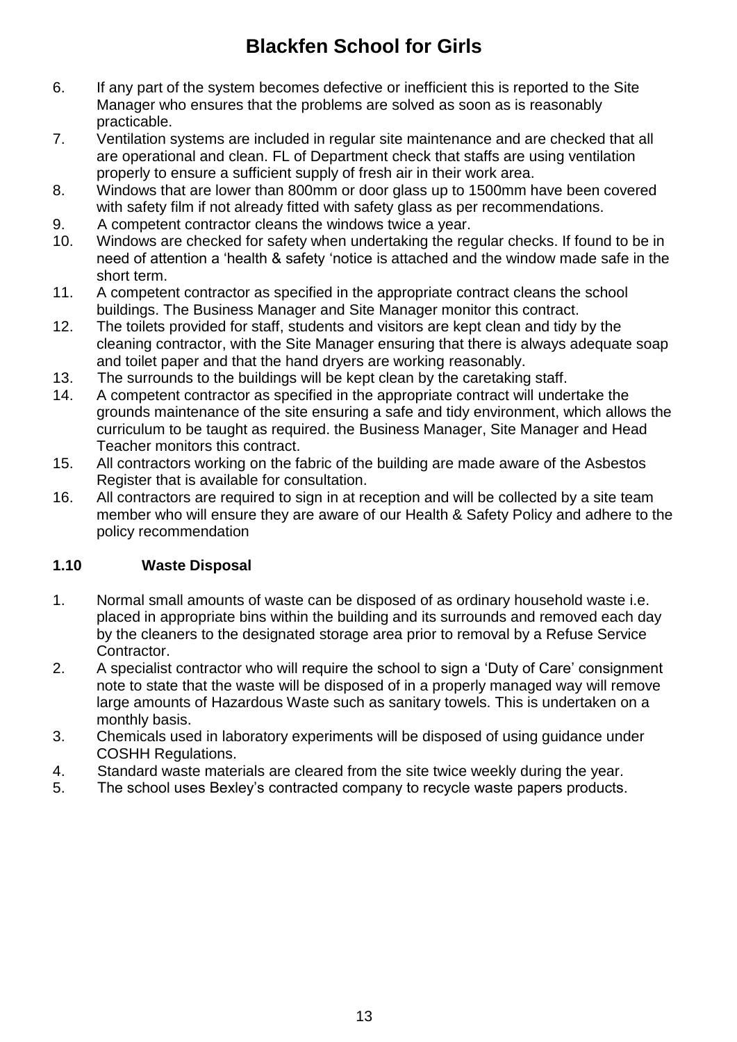6. If any part of the system becomes defective or inefficient this is reported to the Site Manager who ensures that the problems are solved as soon as is reasonably practicable.
7. Ventilation systems are included in regular site maintenance and are checked that all are operational and clean. FL of Department check that staffs are using ventilation properly to ensure a sufficient supply of fresh air in their work area.
8. Windows that are lower than 800mm or door glass up to 1500mm have been covered with safety film if not already fitted with safety glass as per recommendations.
9. A competent contractor cleans the windows twice a year.
10. Windows are checked for safety when undertaking the regular checks. If found to be in need of attention a 'health & safety 'notice is attached and the window made safe in the short term.
11. A competent contractor as specified in the appropriate contract cleans the school buildings. The Business Manager and Site Manager monitor this contract.
12. The toilets provided for staff, students and visitors are kept clean and tidy by the cleaning contractor, with the Site Manager ensuring that there is always adequate soap and toilet paper and that the hand dryers are working reasonably.
13. The surrounds to the buildings will be kept clean by the caretaking staff.
14. A competent contractor as specified in the appropriate contract will undertake the grounds maintenance of the site ensuring a safe and tidy environment, which allows the curriculum to be taught as required. the Business Manager, Site Manager and Head Teacher monitors this contract.
15. All contractors working on the fabric of the building are made aware of the Asbestos Register that is available for consultation.
16. All contractors are required to sign in at reception and will be collected by a site team member who will ensure they are aware of our Health & Safety Policy and adhere to the policy recommendation

### 1.10 Waste Disposal

1. Normal small amounts of waste can be disposed of as ordinary household waste i.e. placed in appropriate bins within the building and its surrounds and removed each day by the cleaners to the designated storage area prior to removal by a Refuse Service Contractor.
2. A specialist contractor who will require the school to sign a 'Duty of Care' consignment note to state that the waste will be disposed of in a properly managed way will remove large amounts of Hazardous Waste such as sanitary towels. This is undertaken on a monthly basis.
3. Chemicals used in laboratory experiments will be disposed of using guidance under COSHH Regulations.
4. Standard waste materials are cleared from the site twice weekly during the year.
5. The school uses Bexley's contracted company to recycle waste papers products.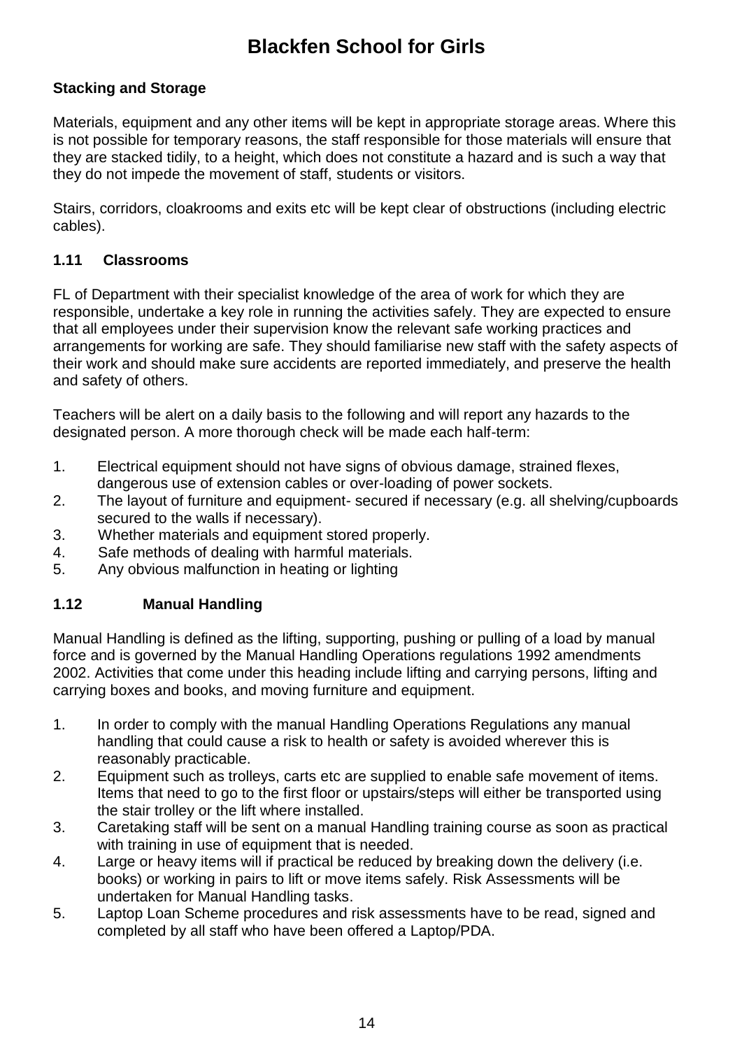**Stacking and Storage**

Materials, equipment and any other items will be kept in appropriate storage areas. Where this is not possible for temporary reasons, the staff responsible for those materials will ensure that they are stacked tidily, to a height, which does not constitute a hazard and is such a way that they do not impede the movement of staff, students or visitors.

Stairs, corridors, cloakrooms and exits etc will be kept clear of obstructions (including electric cables).

### 1.11 Classrooms

FL of Department with their specialist knowledge of the area of work for which they are responsible, undertake a key role in running the activities safely. They are expected to ensure that all employees under their supervision know the relevant safe working practices and arrangements for working are safe. They should familiarise new staff with the safety aspects of their work and should make sure accidents are reported immediately, and preserve the health and safety of others.

Teachers will be alert on a daily basis to the following and will report any hazards to the designated person. A more thorough check will be made each half-term:

1. Electrical equipment should not have signs of obvious damage, strained flexes, dangerous use of extension cables or over-loading of power sockets.
2. The layout of furniture and equipment- secured if necessary (e.g. all shelving/cupboards secured to the walls if necessary).
3. Whether materials and equipment stored properly.
4. Safe methods of dealing with harmful materials.
5. Any obvious malfunction in heating or lighting

### 1.12 Manual Handling

Manual Handling is defined as the lifting, supporting, pushing or pulling of a load by manual force and is governed by the Manual Handling Operations regulations 1992 amendments 2002. Activities that come under this heading include lifting and carrying persons, lifting and carrying boxes and books, and moving furniture and equipment.

1. In order to comply with the manual Handling Operations Regulations any manual handling that could cause a risk to health or safety is avoided wherever this is reasonably practicable.
2. Equipment such as trolleys, carts etc are supplied to enable safe movement of items. Items that need to go to the first floor or upstairs/steps will either be transported using the stair trolley or the lift where installed.
3. Caretaking staff will be sent on a manual Handling training course as soon as practical with training in use of equipment that is needed.
4. Large or heavy items will if practical be reduced by breaking down the delivery (i.e. books) or working in pairs to lift or move items safely. Risk Assessments will be undertaken for Manual Handling tasks.
5. Laptop Loan Scheme procedures and risk assessments have to be read, signed and completed by all staff who have been offered a Laptop/PDA.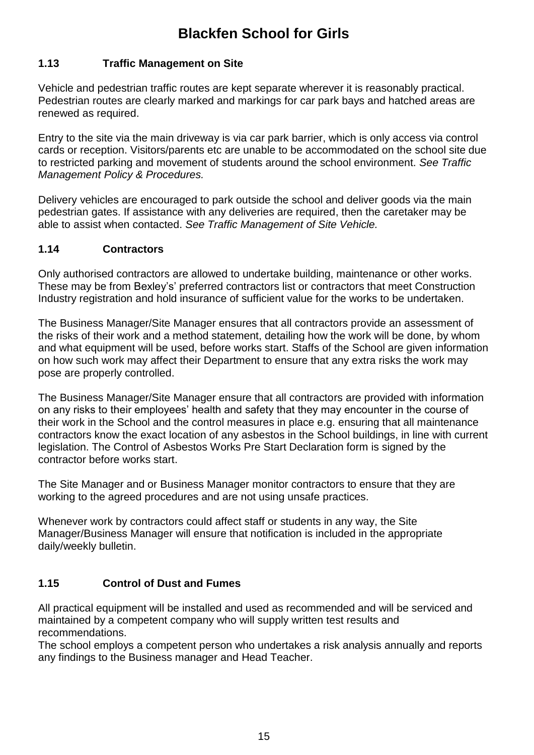## 1.13 Traffic Management on Site

Vehicle and pedestrian traffic routes are kept separate wherever it is reasonably practical. Pedestrian routes are clearly marked and markings for car park bays and hatched areas are renewed as required.

Entry to the site via the main driveway is via car park barrier, which is only access via control cards or reception. Visitors/parents etc are unable to be accommodated on the school site due to restricted parking and movement of students around the school environment. *See Traffic Management Policy & Procedures.*

Delivery vehicles are encouraged to park outside the school and deliver goods via the main pedestrian gates. If assistance with any deliveries are required, then the caretaker may be able to assist when contacted. *See Traffic Management of Site Vehicle.*

## 1.14 Contractors

Only authorised contractors are allowed to undertake building, maintenance or other works. These may be from Bexley's' preferred contractors list or contractors that meet Construction Industry registration and hold insurance of sufficient value for the works to be undertaken.

The Business Manager/Site Manager ensures that all contractors provide an assessment of the risks of their work and a method statement, detailing how the work will be done, by whom and what equipment will be used, before works start. Staffs of the School are given information on how such work may affect their Department to ensure that any extra risks the work may pose are properly controlled.

The Business Manager/Site Manager ensure that all contractors are provided with information on any risks to their employees' health and safety that they may encounter in the course of their work in the School and the control measures in place e.g. ensuring that all maintenance contractors know the exact location of any asbestos in the School buildings, in line with current legislation. The Control of Asbestos Works Pre Start Declaration form is signed by the contractor before works start.

The Site Manager and or Business Manager monitor contractors to ensure that they are working to the agreed procedures and are not using unsafe practices.

Whenever work by contractors could affect staff or students in any way, the Site Manager/Business Manager will ensure that notification is included in the appropriate daily/weekly bulletin.

## 1.15 Control of Dust and Fumes

All practical equipment will be installed and used as recommended and will be serviced and maintained by a competent company who will supply written test results and recommendations.
The school employs a competent person who undertakes a risk analysis annually and reports any findings to the Business manager and Head Teacher.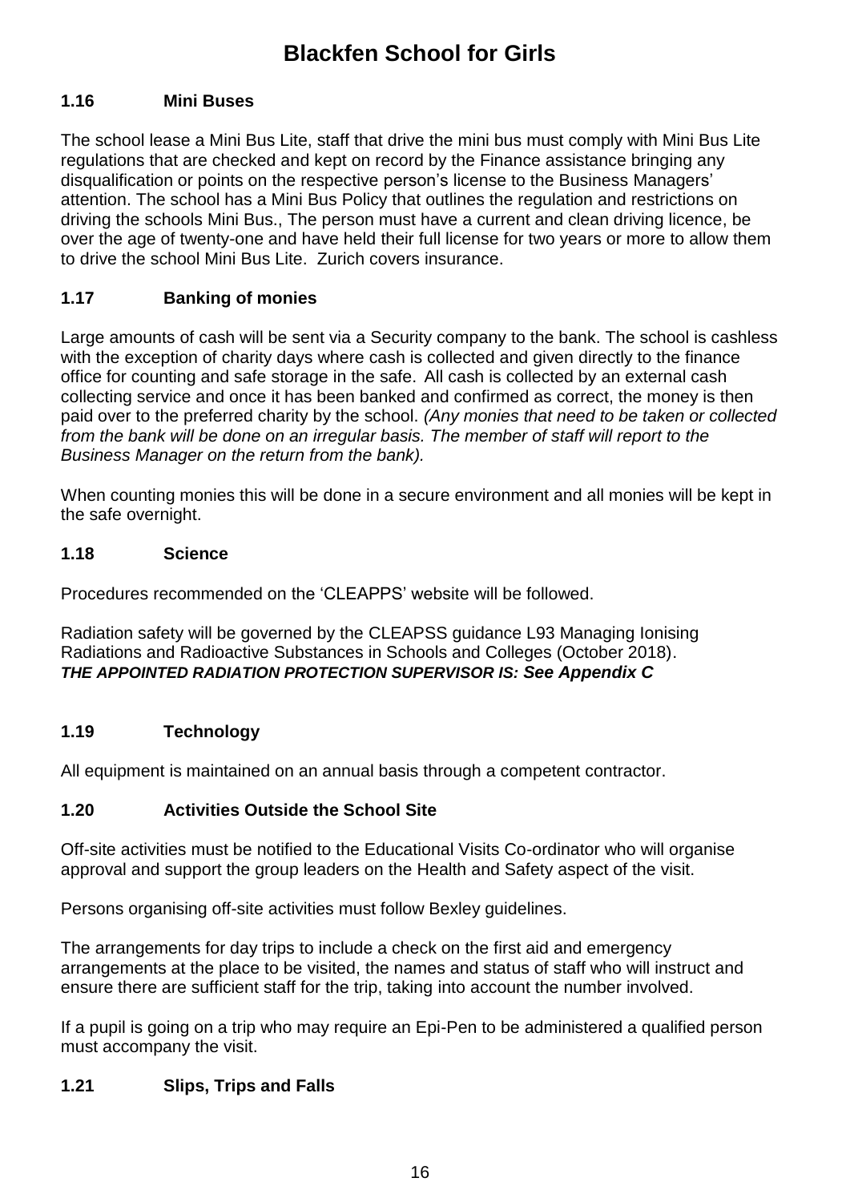### 1.16 Mini Buses

The school lease a Mini Bus Lite, staff that drive the mini bus must comply with Mini Bus Lite regulations that are checked and kept on record by the Finance assistance bringing any disqualification or points on the respective person's license to the Business Managers' attention. The school has a Mini Bus Policy that outlines the regulation and restrictions on driving the schools Mini Bus., The person must have a current and clean driving licence, be over the age of twenty-one and have held their full license for two years or more to allow them to drive the school Mini Bus Lite. Zurich covers insurance.

### 1.17 Banking of monies

Large amounts of cash will be sent via a Security company to the bank. The school is cashless with the exception of charity days where cash is collected and given directly to the finance office for counting and safe storage in the safe. All cash is collected by an external cash collecting service and once it has been banked and confirmed as correct, the money is then paid over to the preferred charity by the school. *(Any monies that need to be taken or collected from the bank will be done on an irregular basis. The member of staff will report to the Business Manager on the return from the bank).*

When counting monies this will be done in a secure environment and all monies will be kept in the safe overnight.

### 1.18 Science

Procedures recommended on the 'CLEAPPS' website will be followed.

Radiation safety will be governed by the CLEAPSS guidance L93 Managing Ionising Radiations and Radioactive Substances in Schools and Colleges (October 2018).
***THE APPOINTED RADIATION PROTECTION SUPERVISOR IS: See Appendix C***

### 1.19 Technology

All equipment is maintained on an annual basis through a competent contractor.

### 1.20 Activities Outside the School Site

Off-site activities must be notified to the Educational Visits Co-ordinator who will organise approval and support the group leaders on the Health and Safety aspect of the visit.

Persons organising off-site activities must follow Bexley guidelines.

The arrangements for day trips to include a check on the first aid and emergency arrangements at the place to be visited, the names and status of staff who will instruct and ensure there are sufficient staff for the trip, taking into account the number involved.

If a pupil is going on a trip who may require an Epi-Pen to be administered a qualified person must accompany the visit.

### 1.21 Slips, Trips and Falls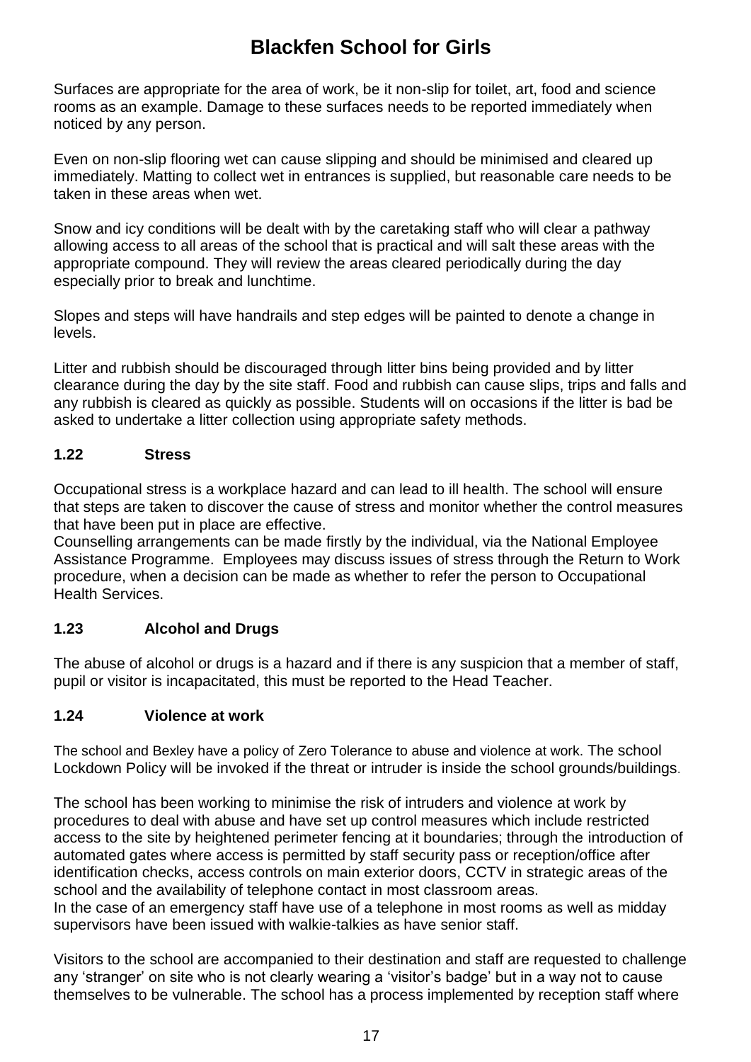Surfaces are appropriate for the area of work, be it non-slip for toilet, art, food and science rooms as an example. Damage to these surfaces needs to be reported immediately when noticed by any person.

Even on non-slip flooring wet can cause slipping and should be minimised and cleared up immediately. Matting to collect wet in entrances is supplied, but reasonable care needs to be taken in these areas when wet.

Snow and icy conditions will be dealt with by the caretaking staff who will clear a pathway allowing access to all areas of the school that is practical and will salt these areas with the appropriate compound. They will review the areas cleared periodically during the day especially prior to break and lunchtime.

Slopes and steps will have handrails and step edges will be painted to denote a change in levels.

Litter and rubbish should be discouraged through litter bins being provided and by litter clearance during the day by the site staff. Food and rubbish can cause slips, trips and falls and any rubbish is cleared as quickly as possible. Students will on occasions if the litter is bad be asked to undertake a litter collection using appropriate safety methods.

### 1.22 Stress

Occupational stress is a workplace hazard and can lead to ill health. The school will ensure that steps are taken to discover the cause of stress and monitor whether the control measures that have been put in place are effective.
Counselling arrangements can be made firstly by the individual, via the National Employee Assistance Programme. Employees may discuss issues of stress through the Return to Work procedure, when a decision can be made as whether to refer the person to Occupational Health Services.

### 1.23 Alcohol and Drugs

The abuse of alcohol or drugs is a hazard and if there is any suspicion that a member of staff, pupil or visitor is incapacitated, this must be reported to the Head Teacher.

### 1.24 Violence at work

The school and Bexley have a policy of Zero Tolerance to abuse and violence at work. The school Lockdown Policy will be invoked if the threat or intruder is inside the school grounds/buildings.

The school has been working to minimise the risk of intruders and violence at work by procedures to deal with abuse and have set up control measures which include restricted access to the site by heightened perimeter fencing at it boundaries; through the introduction of automated gates where access is permitted by staff security pass or reception/office after identification checks, access controls on main exterior doors, CCTV in strategic areas of the school and the availability of telephone contact in most classroom areas.
In the case of an emergency staff have use of a telephone in most rooms as well as midday supervisors have been issued with walkie-talkies as have senior staff.

Visitors to the school are accompanied to their destination and staff are requested to challenge any 'stranger' on site who is not clearly wearing a 'visitor's badge' but in a way not to cause themselves to be vulnerable. The school has a process implemented by reception staff where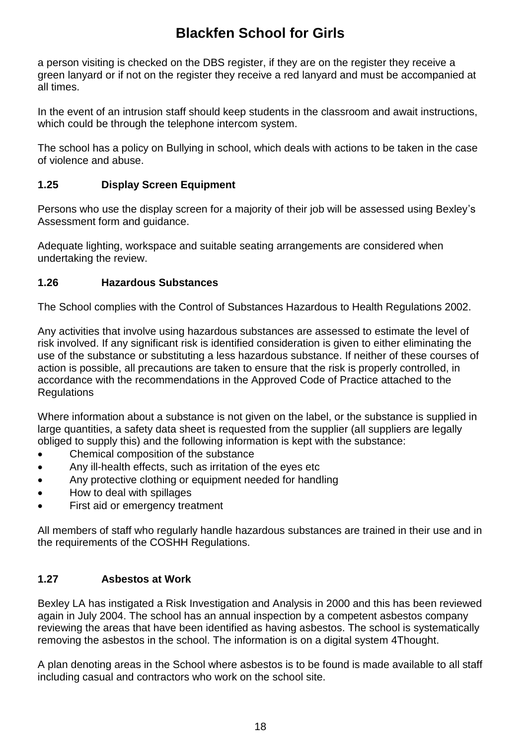a person visiting is checked on the DBS register, if they are on the register they receive a green lanyard or if not on the register they receive a red lanyard and must be accompanied at all times.

In the event of an intrusion staff should keep students in the classroom and await instructions, which could be through the telephone intercom system.

The school has a policy on Bullying in school, which deals with actions to be taken in the case of violence and abuse.

### 1.25 Display Screen Equipment

Persons who use the display screen for a majority of their job will be assessed using Bexley's Assessment form and guidance.

Adequate lighting, workspace and suitable seating arrangements are considered when undertaking the review.

### 1.26 Hazardous Substances

The School complies with the Control of Substances Hazardous to Health Regulations 2002.

Any activities that involve using hazardous substances are assessed to estimate the level of risk involved. If any significant risk is identified consideration is given to either eliminating the use of the substance or substituting a less hazardous substance. If neither of these courses of action is possible, all precautions are taken to ensure that the risk is properly controlled, in accordance with the recommendations in the Approved Code of Practice attached to the Regulations

Where information about a substance is not given on the label, or the substance is supplied in large quantities, a safety data sheet is requested from the supplier (all suppliers are legally obliged to supply this) and the following information is kept with the substance:

- Chemical composition of the substance
- Any ill-health effects, such as irritation of the eyes etc
- Any protective clothing or equipment needed for handling
- How to deal with spillages
- First aid or emergency treatment

All members of staff who regularly handle hazardous substances are trained in their use and in the requirements of the COSHH Regulations.

### 1.27 Asbestos at Work

Bexley LA has instigated a Risk Investigation and Analysis in 2000 and this has been reviewed again in July 2004. The school has an annual inspection by a competent asbestos company reviewing the areas that have been identified as having asbestos. The school is systematically removing the asbestos in the school. The information is on a digital system 4Thought.

A plan denoting areas in the School where asbestos is to be found is made available to all staff including casual and contractors who work on the school site.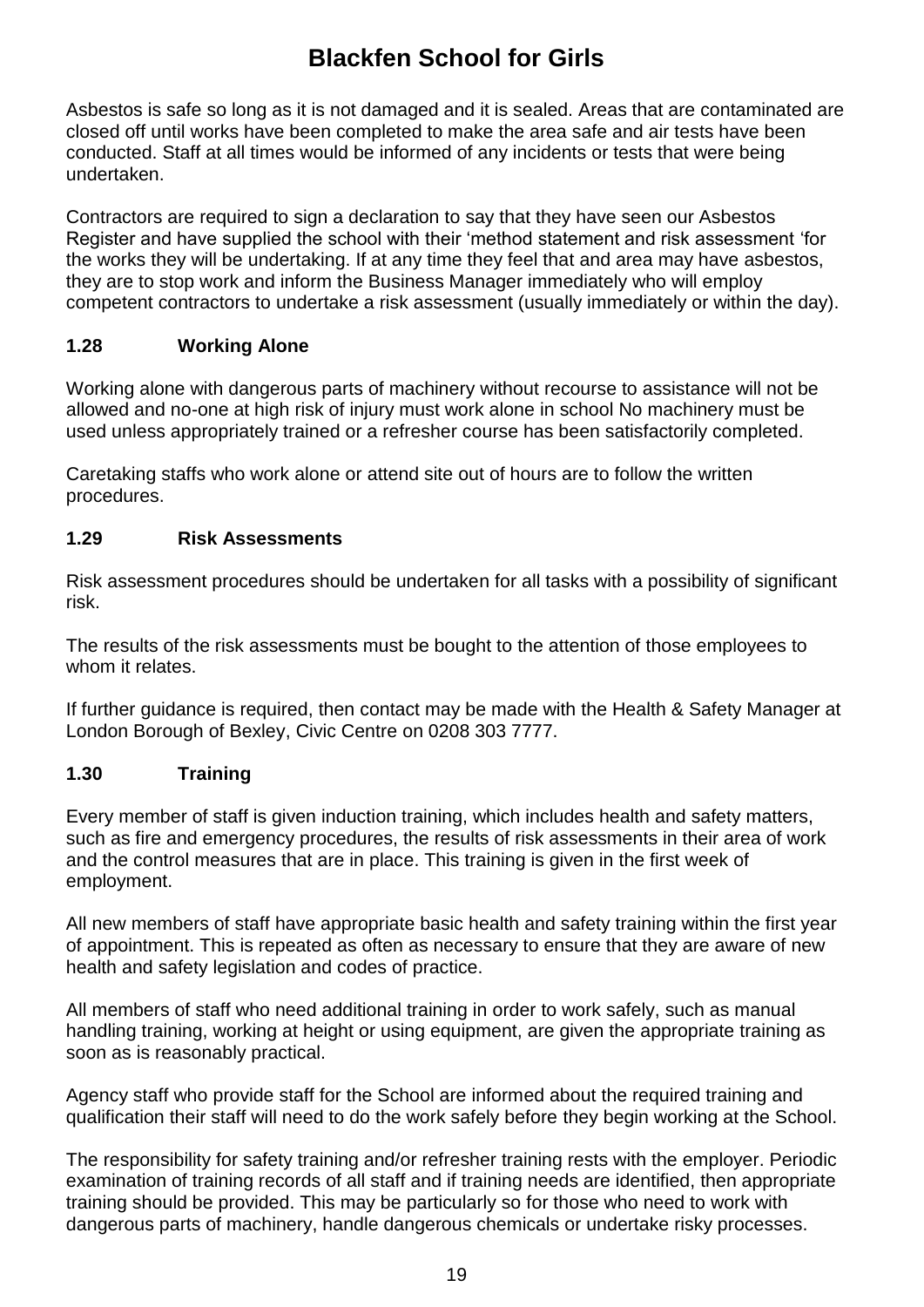Asbestos is safe so long as it is not damaged and it is sealed. Areas that are contaminated are closed off until works have been completed to make the area safe and air tests have been conducted. Staff at all times would be informed of any incidents or tests that were being undertaken.

Contractors are required to sign a declaration to say that they have seen our Asbestos Register and have supplied the school with their 'method statement and risk assessment 'for the works they will be undertaking. If at any time they feel that and area may have asbestos, they are to stop work and inform the Business Manager immediately who will employ competent contractors to undertake a risk assessment (usually immediately or within the day).

### 1.28 Working Alone

Working alone with dangerous parts of machinery without recourse to assistance will not be allowed and no-one at high risk of injury must work alone in school No machinery must be used unless appropriately trained or a refresher course has been satisfactorily completed.

Caretaking staffs who work alone or attend site out of hours are to follow the written procedures.

### 1.29 Risk Assessments

Risk assessment procedures should be undertaken for all tasks with a possibility of significant risk.

The results of the risk assessments must be bought to the attention of those employees to whom it relates.

If further guidance is required, then contact may be made with the Health & Safety Manager at London Borough of Bexley, Civic Centre on 0208 303 7777.

### 1.30 Training

Every member of staff is given induction training, which includes health and safety matters, such as fire and emergency procedures, the results of risk assessments in their area of work and the control measures that are in place. This training is given in the first week of employment.

All new members of staff have appropriate basic health and safety training within the first year of appointment. This is repeated as often as necessary to ensure that they are aware of new health and safety legislation and codes of practice.

All members of staff who need additional training in order to work safely, such as manual handling training, working at height or using equipment, are given the appropriate training as soon as is reasonably practical.

Agency staff who provide staff for the School are informed about the required training and qualification their staff will need to do the work safely before they begin working at the School.

The responsibility for safety training and/or refresher training rests with the employer. Periodic examination of training records of all staff and if training needs are identified, then appropriate training should be provided. This may be particularly so for those who need to work with dangerous parts of machinery, handle dangerous chemicals or undertake risky processes.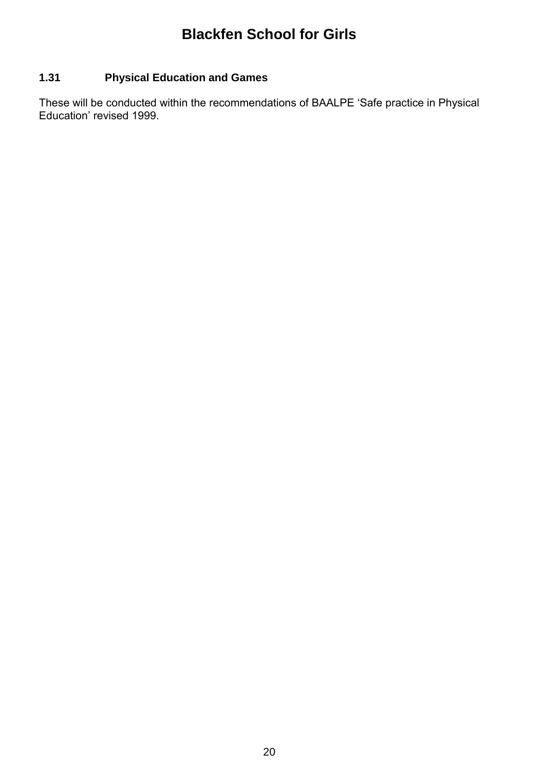### 1.31 Physical Education and Games

These will be conducted within the recommendations of BAALPE 'Safe practice in Physical Education' revised 1999.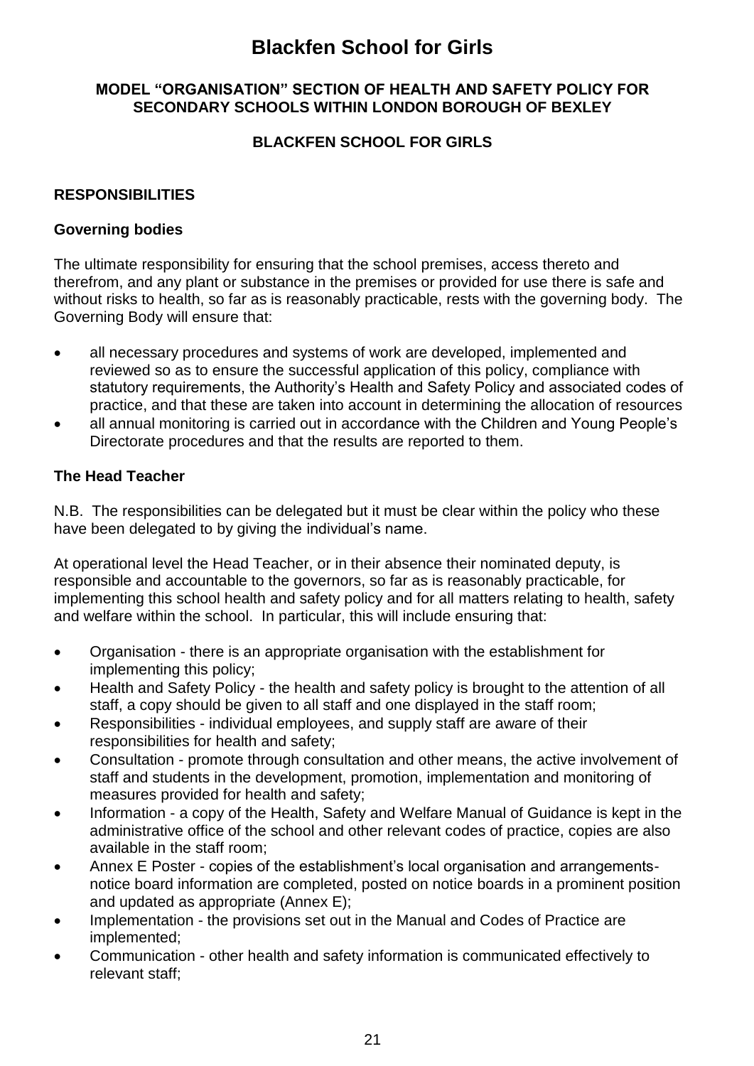# Blackfen School for Girls

**MODEL "ORGANISATION" SECTION OF HEALTH AND SAFETY POLICY FOR SECONDARY SCHOOLS WITHIN LONDON BOROUGH OF BEXLEY**

**BLACKFEN SCHOOL FOR GIRLS**

### RESPONSIBILITIES

#### Governing bodies

The ultimate responsibility for ensuring that the school premises, access thereto and therefrom, and any plant or substance in the premises or provided for use there is safe and without risks to health, so far as is reasonably practicable, rests with the governing body. The Governing Body will ensure that:

- all necessary procedures and systems of work are developed, implemented and reviewed so as to ensure the successful application of this policy, compliance with statutory requirements, the Authority's Health and Safety Policy and associated codes of practice, and that these are taken into account in determining the allocation of resources
- all annual monitoring is carried out in accordance with the Children and Young People's Directorate procedures and that the results are reported to them.

#### The Head Teacher

N.B. The responsibilities can be delegated but it must be clear within the policy who these have been delegated to by giving the individual's name.

At operational level the Head Teacher, or in their absence their nominated deputy, is responsible and accountable to the governors, so far as is reasonably practicable, for implementing this school health and safety policy and for all matters relating to health, safety and welfare within the school. In particular, this will include ensuring that:

- Organisation - there is an appropriate organisation with the establishment for implementing this policy;
- Health and Safety Policy - the health and safety policy is brought to the attention of all staff, a copy should be given to all staff and one displayed in the staff room;
- Responsibilities - individual employees, and supply staff are aware of their responsibilities for health and safety;
- Consultation - promote through consultation and other means, the active involvement of staff and students in the development, promotion, implementation and monitoring of measures provided for health and safety;
- Information - a copy of the Health, Safety and Welfare Manual of Guidance is kept in the administrative office of the school and other relevant codes of practice, copies are also available in the staff room;
- Annex E Poster - copies of the establishment's local organisation and arrangements-notice board information are completed, posted on notice boards in a prominent position and updated as appropriate (Annex E);
- Implementation - the provisions set out in the Manual and Codes of Practice are implemented;
- Communication - other health and safety information is communicated effectively to relevant staff;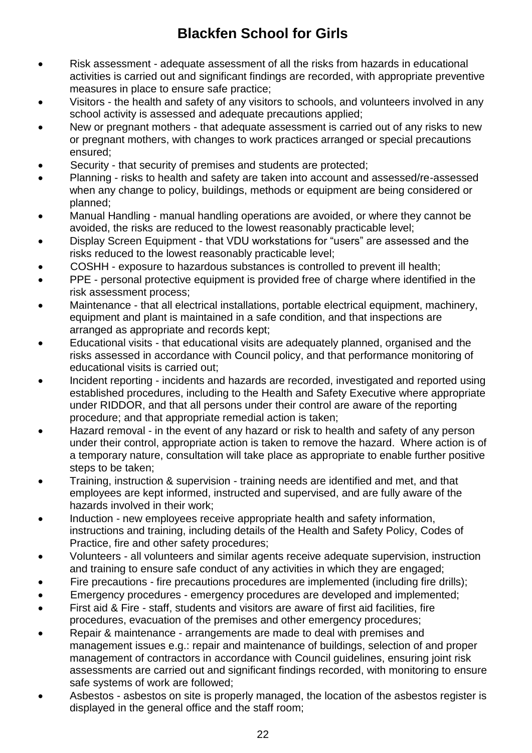- Risk assessment - adequate assessment of all the risks from hazards in educational activities is carried out and significant findings are recorded, with appropriate preventive measures in place to ensure safe practice;
- Visitors - the health and safety of any visitors to schools, and volunteers involved in any school activity is assessed and adequate precautions applied;
- New or pregnant mothers - that adequate assessment is carried out of any risks to new or pregnant mothers, with changes to work practices arranged or special precautions ensured;
- Security - that security of premises and students are protected;
- Planning - risks to health and safety are taken into account and assessed/re-assessed when any change to policy, buildings, methods or equipment are being considered or planned;
- Manual Handling - manual handling operations are avoided, or where they cannot be avoided, the risks are reduced to the lowest reasonably practicable level;
- Display Screen Equipment - that VDU workstations for "users" are assessed and the risks reduced to the lowest reasonably practicable level;
- COSHH - exposure to hazardous substances is controlled to prevent ill health;
- PPE - personal protective equipment is provided free of charge where identified in the risk assessment process;
- Maintenance - that all electrical installations, portable electrical equipment, machinery, equipment and plant is maintained in a safe condition, and that inspections are arranged as appropriate and records kept;
- Educational visits - that educational visits are adequately planned, organised and the risks assessed in accordance with Council policy, and that performance monitoring of educational visits is carried out;
- Incident reporting - incidents and hazards are recorded, investigated and reported using established procedures, including to the Health and Safety Executive where appropriate under RIDDOR, and that all persons under their control are aware of the reporting procedure; and that appropriate remedial action is taken;
- Hazard removal - in the event of any hazard or risk to health and safety of any person under their control, appropriate action is taken to remove the hazard. Where action is of a temporary nature, consultation will take place as appropriate to enable further positive steps to be taken;
- Training, instruction & supervision - training needs are identified and met, and that employees are kept informed, instructed and supervised, and are fully aware of the hazards involved in their work;
- Induction - new employees receive appropriate health and safety information, instructions and training, including details of the Health and Safety Policy, Codes of Practice, fire and other safety procedures;
- Volunteers - all volunteers and similar agents receive adequate supervision, instruction and training to ensure safe conduct of any activities in which they are engaged;
- Fire precautions - fire precautions procedures are implemented (including fire drills);
- Emergency procedures - emergency procedures are developed and implemented;
- First aid & Fire - staff, students and visitors are aware of first aid facilities, fire procedures, evacuation of the premises and other emergency procedures;
- Repair & maintenance - arrangements are made to deal with premises and management issues e.g.: repair and maintenance of buildings, selection of and proper management of contractors in accordance with Council guidelines, ensuring joint risk assessments are carried out and significant findings recorded, with monitoring to ensure safe systems of work are followed;
- Asbestos - asbestos on site is properly managed, the location of the asbestos register is displayed in the general office and the staff room;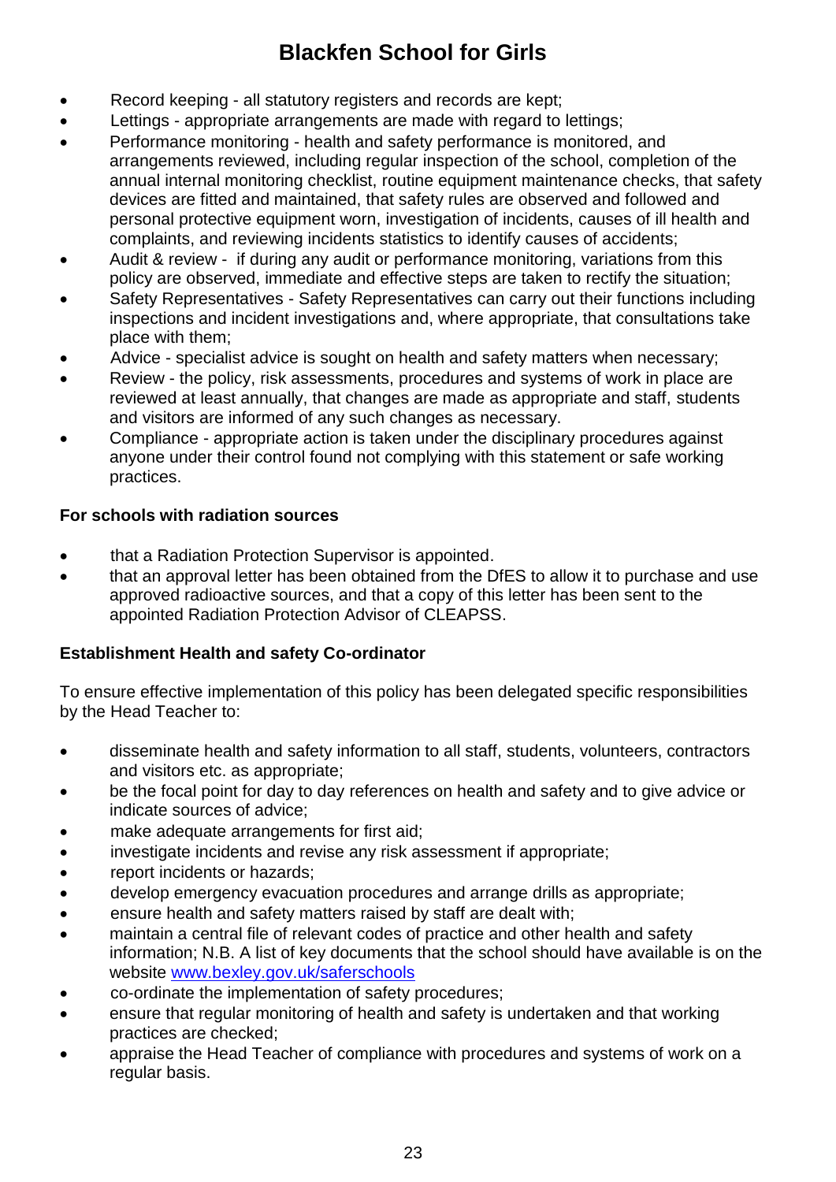- Record keeping - all statutory registers and records are kept;
- Lettings - appropriate arrangements are made with regard to lettings;
- Performance monitoring - health and safety performance is monitored, and arrangements reviewed, including regular inspection of the school, completion of the annual internal monitoring checklist, routine equipment maintenance checks, that safety devices are fitted and maintained, that safety rules are observed and followed and personal protective equipment worn, investigation of incidents, causes of ill health and complaints, and reviewing incidents statistics to identify causes of accidents;
- Audit & review - if during any audit or performance monitoring, variations from this policy are observed, immediate and effective steps are taken to rectify the situation;
- Safety Representatives - Safety Representatives can carry out their functions including inspections and incident investigations and, where appropriate, that consultations take place with them;
- Advice - specialist advice is sought on health and safety matters when necessary;
- Review - the policy, risk assessments, procedures and systems of work in place are reviewed at least annually, that changes are made as appropriate and staff, students and visitors are informed of any such changes as necessary.
- Compliance - appropriate action is taken under the disciplinary procedures against anyone under their control found not complying with this statement or safe working practices.

**For schools with radiation sources**

- that a Radiation Protection Supervisor is appointed.
- that an approval letter has been obtained from the DfES to allow it to purchase and use approved radioactive sources, and that a copy of this letter has been sent to the appointed Radiation Protection Advisor of CLEAPSS.

**Establishment Health and safety Co-ordinator**

To ensure effective implementation of this policy has been delegated specific responsibilities by the Head Teacher to:

- disseminate health and safety information to all staff, students, volunteers, contractors and visitors etc. as appropriate;
- be the focal point for day to day references on health and safety and to give advice or indicate sources of advice;
- make adequate arrangements for first aid;
- investigate incidents and revise any risk assessment if appropriate;
- report incidents or hazards;
- develop emergency evacuation procedures and arrange drills as appropriate;
- ensure health and safety matters raised by staff are dealt with;
- maintain a central file of relevant codes of practice and other health and safety information; N.B. A list of key documents that the school should have available is on the website [www.bexley.gov.uk/saferschools](http://www.bexley.gov.uk/saferschools)
- co-ordinate the implementation of safety procedures;
- ensure that regular monitoring of health and safety is undertaken and that working practices are checked;
- appraise the Head Teacher of compliance with procedures and systems of work on a regular basis.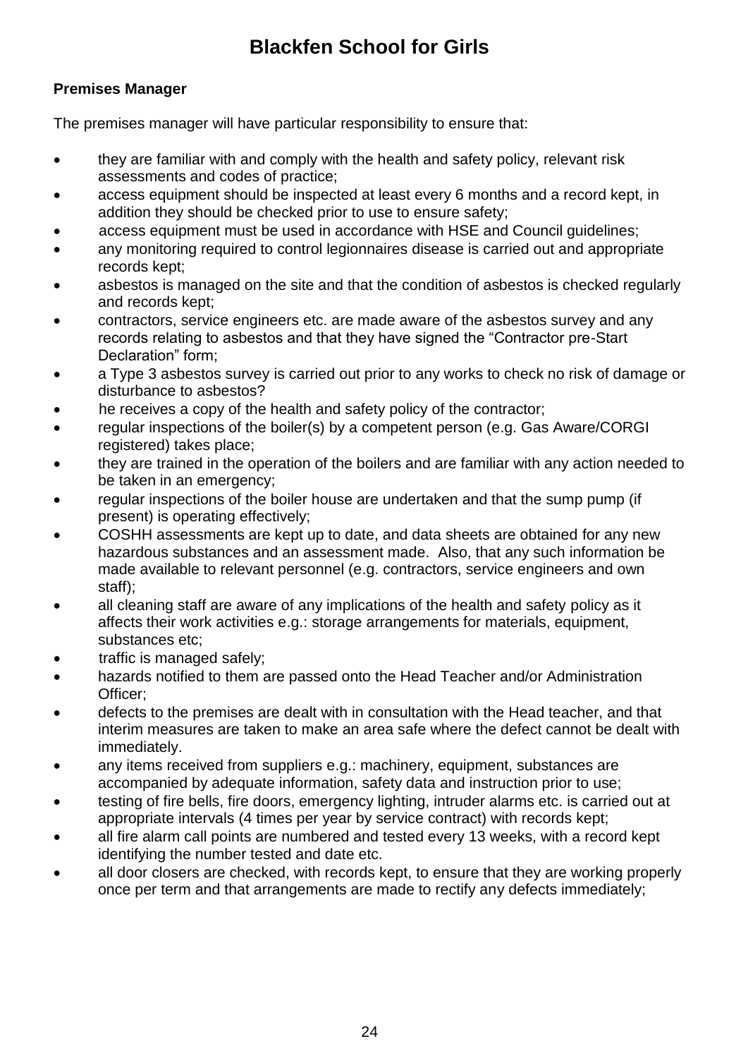# Blackfen School for Girls

**Premises Manager**

The premises manager will have particular responsibility to ensure that:

- they are familiar with and comply with the health and safety policy, relevant risk assessments and codes of practice;
- access equipment should be inspected at least every 6 months and a record kept, in addition they should be checked prior to use to ensure safety;
- access equipment must be used in accordance with HSE and Council guidelines;
- any monitoring required to control legionnaires disease is carried out and appropriate records kept;
- asbestos is managed on the site and that the condition of asbestos is checked regularly and records kept;
- contractors, service engineers etc. are made aware of the asbestos survey and any records relating to asbestos and that they have signed the "Contractor pre-Start Declaration" form;
- a Type 3 asbestos survey is carried out prior to any works to check no risk of damage or disturbance to asbestos?
- he receives a copy of the health and safety policy of the contractor;
- regular inspections of the boiler(s) by a competent person (e.g. Gas Aware/CORGI registered) takes place;
- they are trained in the operation of the boilers and are familiar with any action needed to be taken in an emergency;
- regular inspections of the boiler house are undertaken and that the sump pump (if present) is operating effectively;
- COSHH assessments are kept up to date, and data sheets are obtained for any new hazardous substances and an assessment made. Also, that any such information be made available to relevant personnel (e.g. contractors, service engineers and own staff);
- all cleaning staff are aware of any implications of the health and safety policy as it affects their work activities e.g.: storage arrangements for materials, equipment, substances etc;
- traffic is managed safely;
- hazards notified to them are passed onto the Head Teacher and/or Administration Officer;
- defects to the premises are dealt with in consultation with the Head teacher, and that interim measures are taken to make an area safe where the defect cannot be dealt with immediately.
- any items received from suppliers e.g.: machinery, equipment, substances are accompanied by adequate information, safety data and instruction prior to use;
- testing of fire bells, fire doors, emergency lighting, intruder alarms etc. is carried out at appropriate intervals (4 times per year by service contract) with records kept;
- all fire alarm call points are numbered and tested every 13 weeks, with a record kept identifying the number tested and date etc.
- all door closers are checked, with records kept, to ensure that they are working properly once per term and that arrangements are made to rectify any defects immediately;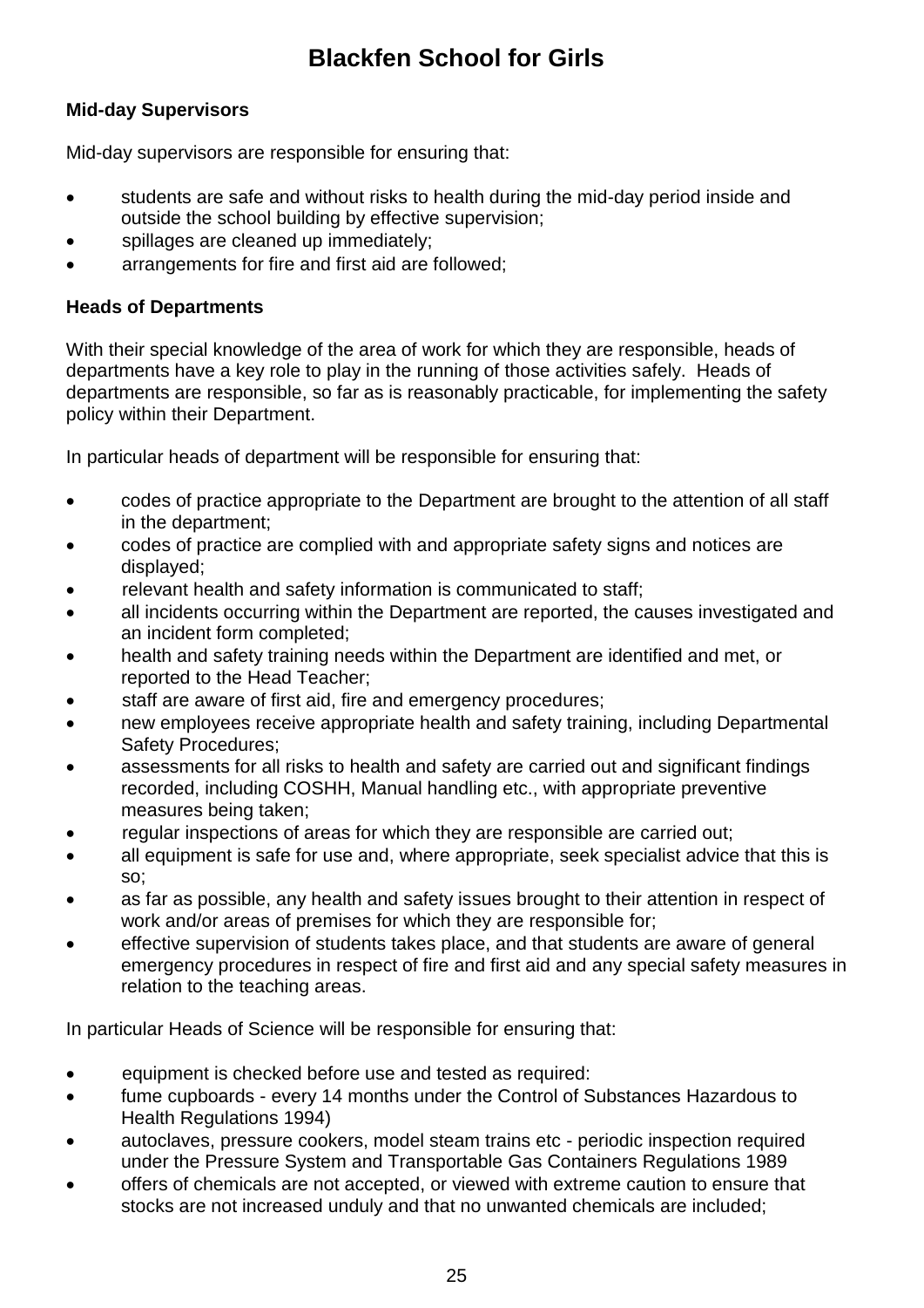# Blackfen School for Girls

**Mid-day Supervisors**

Mid-day supervisors are responsible for ensuring that:

- students are safe and without risks to health during the mid-day period inside and outside the school building by effective supervision;
- spillages are cleaned up immediately;
- arrangements for fire and first aid are followed;

**Heads of Departments**

With their special knowledge of the area of work for which they are responsible, heads of departments have a key role to play in the running of those activities safely. Heads of departments are responsible, so far as is reasonably practicable, for implementing the safety policy within their Department.

In particular heads of department will be responsible for ensuring that:

- codes of practice appropriate to the Department are brought to the attention of all staff in the department;
- codes of practice are complied with and appropriate safety signs and notices are displayed;
- relevant health and safety information is communicated to staff;
- all incidents occurring within the Department are reported, the causes investigated and an incident form completed;
- health and safety training needs within the Department are identified and met, or reported to the Head Teacher;
- staff are aware of first aid, fire and emergency procedures;
- new employees receive appropriate health and safety training, including Departmental Safety Procedures;
- assessments for all risks to health and safety are carried out and significant findings recorded, including COSHH, Manual handling etc., with appropriate preventive measures being taken;
- regular inspections of areas for which they are responsible are carried out;
- all equipment is safe for use and, where appropriate, seek specialist advice that this is so;
- as far as possible, any health and safety issues brought to their attention in respect of work and/or areas of premises for which they are responsible for;
- effective supervision of students takes place, and that students are aware of general emergency procedures in respect of fire and first aid and any special safety measures in relation to the teaching areas.

In particular Heads of Science will be responsible for ensuring that:

- equipment is checked before use and tested as required:
- fume cupboards - every 14 months under the Control of Substances Hazardous to Health Regulations 1994)
- autoclaves, pressure cookers, model steam trains etc - periodic inspection required under the Pressure System and Transportable Gas Containers Regulations 1989
- offers of chemicals are not accepted, or viewed with extreme caution to ensure that stocks are not increased unduly and that no unwanted chemicals are included;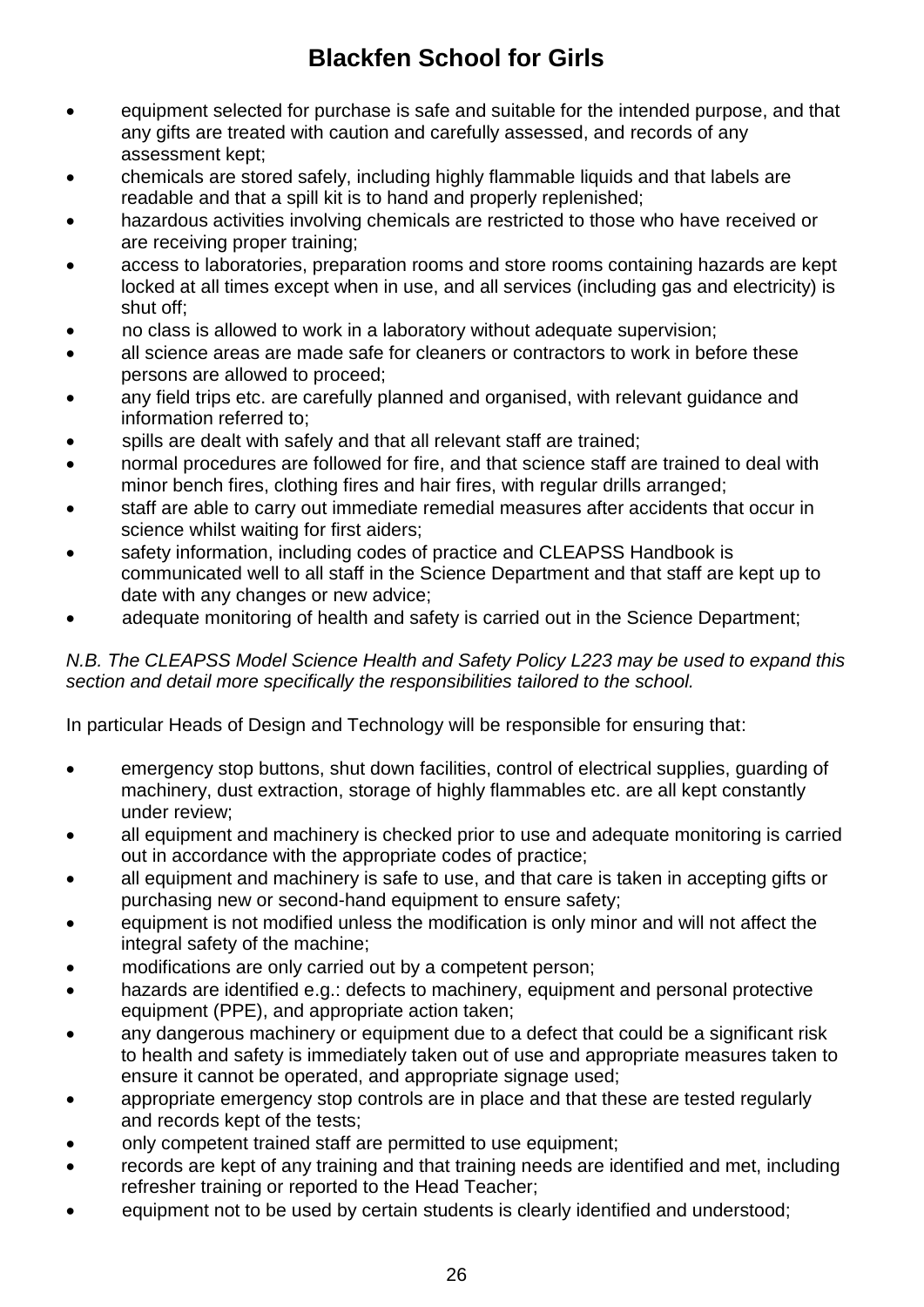- equipment selected for purchase is safe and suitable for the intended purpose, and that any gifts are treated with caution and carefully assessed, and records of any assessment kept;
- chemicals are stored safely, including highly flammable liquids and that labels are readable and that a spill kit is to hand and properly replenished;
- hazardous activities involving chemicals are restricted to those who have received or are receiving proper training;
- access to laboratories, preparation rooms and store rooms containing hazards are kept locked at all times except when in use, and all services (including gas and electricity) is shut off;
- no class is allowed to work in a laboratory without adequate supervision;
- all science areas are made safe for cleaners or contractors to work in before these persons are allowed to proceed;
- any field trips etc. are carefully planned and organised, with relevant guidance and information referred to;
- spills are dealt with safely and that all relevant staff are trained;
- normal procedures are followed for fire, and that science staff are trained to deal with minor bench fires, clothing fires and hair fires, with regular drills arranged;
- staff are able to carry out immediate remedial measures after accidents that occur in science whilst waiting for first aiders;
- safety information, including codes of practice and CLEAPSS Handbook is communicated well to all staff in the Science Department and that staff are kept up to date with any changes or new advice;
- adequate monitoring of health and safety is carried out in the Science Department;

*N.B. The CLEAPSS Model Science Health and Safety Policy L223 may be used to expand this section and detail more specifically the responsibilities tailored to the school.*

In particular Heads of Design and Technology will be responsible for ensuring that:

- emergency stop buttons, shut down facilities, control of electrical supplies, guarding of machinery, dust extraction, storage of highly flammables etc. are all kept constantly under review;
- all equipment and machinery is checked prior to use and adequate monitoring is carried out in accordance with the appropriate codes of practice;
- all equipment and machinery is safe to use, and that care is taken in accepting gifts or purchasing new or second-hand equipment to ensure safety;
- equipment is not modified unless the modification is only minor and will not affect the integral safety of the machine;
- modifications are only carried out by a competent person;
- hazards are identified e.g.: defects to machinery, equipment and personal protective equipment (PPE), and appropriate action taken;
- any dangerous machinery or equipment due to a defect that could be a significant risk to health and safety is immediately taken out of use and appropriate measures taken to ensure it cannot be operated, and appropriate signage used;
- appropriate emergency stop controls are in place and that these are tested regularly and records kept of the tests;
- only competent trained staff are permitted to use equipment;
- records are kept of any training and that training needs are identified and met, including refresher training or reported to the Head Teacher;
- equipment not to be used by certain students is clearly identified and understood;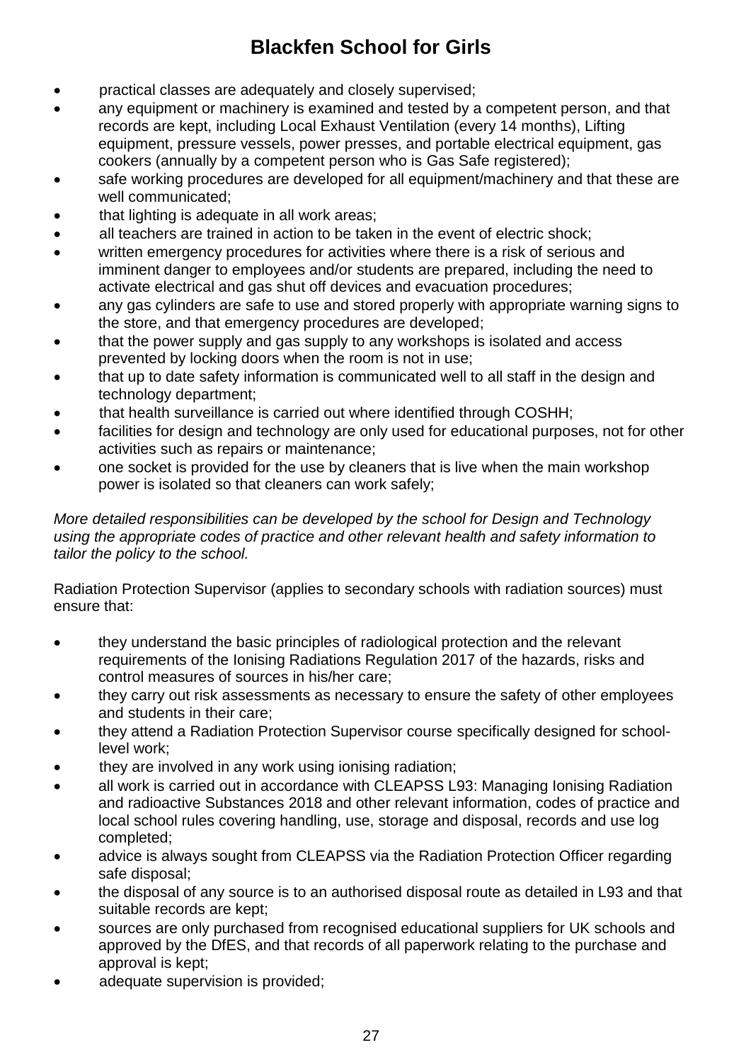- practical classes are adequately and closely supervised;
- any equipment or machinery is examined and tested by a competent person, and that records are kept, including Local Exhaust Ventilation (every 14 months), Lifting equipment, pressure vessels, power presses, and portable electrical equipment, gas cookers (annually by a competent person who is Gas Safe registered);
- safe working procedures are developed for all equipment/machinery and that these are well communicated;
- that lighting is adequate in all work areas;
- all teachers are trained in action to be taken in the event of electric shock;
- written emergency procedures for activities where there is a risk of serious and imminent danger to employees and/or students are prepared, including the need to activate electrical and gas shut off devices and evacuation procedures;
- any gas cylinders are safe to use and stored properly with appropriate warning signs to the store, and that emergency procedures are developed;
- that the power supply and gas supply to any workshops is isolated and access prevented by locking doors when the room is not in use;
- that up to date safety information is communicated well to all staff in the design and technology department;
- that health surveillance is carried out where identified through COSHH;
- facilities for design and technology are only used for educational purposes, not for other activities such as repairs or maintenance;
- one socket is provided for the use by cleaners that is live when the main workshop power is isolated so that cleaners can work safely;

*More detailed responsibilities can be developed by the school for Design and Technology using the appropriate codes of practice and other relevant health and safety information to tailor the policy to the school.*

Radiation Protection Supervisor (applies to secondary schools with radiation sources) must ensure that:

- they understand the basic principles of radiological protection and the relevant requirements of the Ionising Radiations Regulation 2017 of the hazards, risks and control measures of sources in his/her care;
- they carry out risk assessments as necessary to ensure the safety of other employees and students in their care;
- they attend a Radiation Protection Supervisor course specifically designed for school-level work;
- they are involved in any work using ionising radiation;
- all work is carried out in accordance with CLEAPSS L93: Managing Ionising Radiation and radioactive Substances 2018 and other relevant information, codes of practice and local school rules covering handling, use, storage and disposal, records and use log completed;
- advice is always sought from CLEAPSS via the Radiation Protection Officer regarding safe disposal;
- the disposal of any source is to an authorised disposal route as detailed in L93 and that suitable records are kept;
- sources are only purchased from recognised educational suppliers for UK schools and approved by the DfES, and that records of all paperwork relating to the purchase and approval is kept;
- adequate supervision is provided;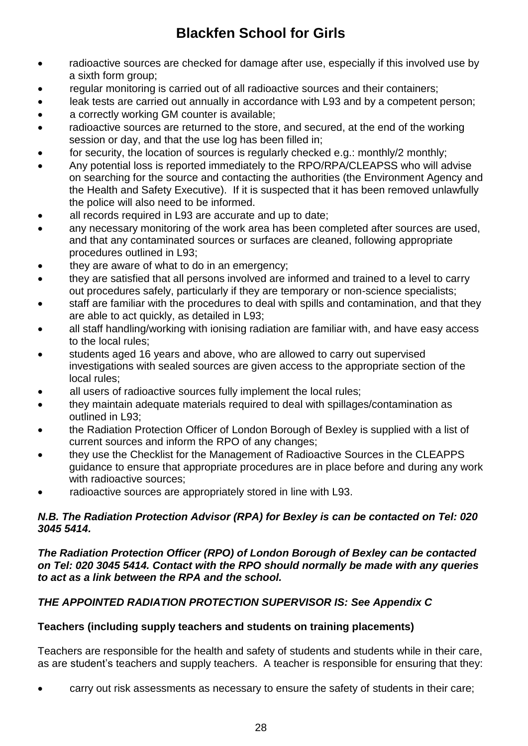- radioactive sources are checked for damage after use, especially if this involved use by a sixth form group;
- regular monitoring is carried out of all radioactive sources and their containers;
- leak tests are carried out annually in accordance with L93 and by a competent person;
- a correctly working GM counter is available;
- radioactive sources are returned to the store, and secured, at the end of the working session or day, and that the use log has been filled in;
- for security, the location of sources is regularly checked e.g.: monthly/2 monthly;
- Any potential loss is reported immediately to the RPO/RPA/CLEAPSS who will advise on searching for the source and contacting the authorities (the Environment Agency and the Health and Safety Executive). If it is suspected that it has been removed unlawfully the police will also need to be informed.
- all records required in L93 are accurate and up to date;
- any necessary monitoring of the work area has been completed after sources are used, and that any contaminated sources or surfaces are cleaned, following appropriate procedures outlined in L93;
- they are aware of what to do in an emergency;
- they are satisfied that all persons involved are informed and trained to a level to carry out procedures safely, particularly if they are temporary or non-science specialists;
- staff are familiar with the procedures to deal with spills and contamination, and that they are able to act quickly, as detailed in L93;
- all staff handling/working with ionising radiation are familiar with, and have easy access to the local rules;
- students aged 16 years and above, who are allowed to carry out supervised investigations with sealed sources are given access to the appropriate section of the local rules;
- all users of radioactive sources fully implement the local rules;
- they maintain adequate materials required to deal with spillages/contamination as outlined in L93;
- the Radiation Protection Officer of London Borough of Bexley is supplied with a list of current sources and inform the RPO of any changes;
- they use the Checklist for the Management of Radioactive Sources in the CLEAPPS guidance to ensure that appropriate procedures are in place before and during any work with radioactive sources;
- radioactive sources are appropriately stored in line with L93.

***N.B. The Radiation Protection Advisor (RPA) for Bexley is can be contacted on Tel: 020 3045 5414.***

***The Radiation Protection Officer (RPO) of London Borough of Bexley can be contacted on Tel: 020 3045 5414. Contact with the RPO should normally be made with any queries to act as a link between the RPA and the school.***

***THE APPOINTED RADIATION PROTECTION SUPERVISOR IS: See Appendix C***

**Teachers (including supply teachers and students on training placements)**

Teachers are responsible for the health and safety of students and students while in their care, as are student's teachers and supply teachers. A teacher is responsible for ensuring that they:

- carry out risk assessments as necessary to ensure the safety of students in their care;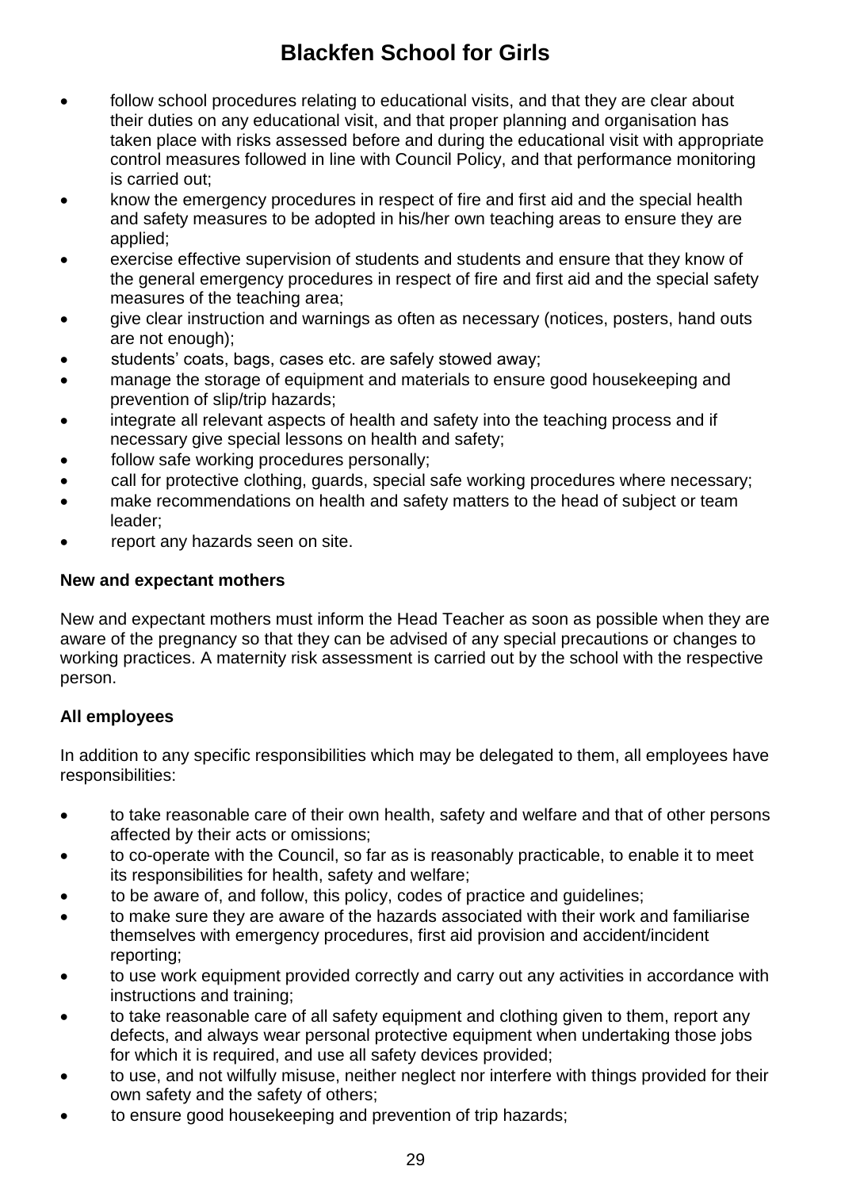- follow school procedures relating to educational visits, and that they are clear about their duties on any educational visit, and that proper planning and organisation has taken place with risks assessed before and during the educational visit with appropriate control measures followed in line with Council Policy, and that performance monitoring is carried out;
- know the emergency procedures in respect of fire and first aid and the special health and safety measures to be adopted in his/her own teaching areas to ensure they are applied;
- exercise effective supervision of students and students and ensure that they know of the general emergency procedures in respect of fire and first aid and the special safety measures of the teaching area;
- give clear instruction and warnings as often as necessary (notices, posters, hand outs are not enough);
- students' coats, bags, cases etc. are safely stowed away;
- manage the storage of equipment and materials to ensure good housekeeping and prevention of slip/trip hazards;
- integrate all relevant aspects of health and safety into the teaching process and if necessary give special lessons on health and safety;
- follow safe working procedures personally;
- call for protective clothing, guards, special safe working procedures where necessary;
- make recommendations on health and safety matters to the head of subject or team leader;
- report any hazards seen on site.

**New and expectant mothers**

New and expectant mothers must inform the Head Teacher as soon as possible when they are aware of the pregnancy so that they can be advised of any special precautions or changes to working practices. A maternity risk assessment is carried out by the school with the respective person.

**All employees**

In addition to any specific responsibilities which may be delegated to them, all employees have responsibilities:

- to take reasonable care of their own health, safety and welfare and that of other persons affected by their acts or omissions;
- to co-operate with the Council, so far as is reasonably practicable, to enable it to meet its responsibilities for health, safety and welfare;
- to be aware of, and follow, this policy, codes of practice and guidelines;
- to make sure they are aware of the hazards associated with their work and familiarise themselves with emergency procedures, first aid provision and accident/incident reporting;
- to use work equipment provided correctly and carry out any activities in accordance with instructions and training;
- to take reasonable care of all safety equipment and clothing given to them, report any defects, and always wear personal protective equipment when undertaking those jobs for which it is required, and use all safety devices provided;
- to use, and not wilfully misuse, neither neglect nor interfere with things provided for their own safety and the safety of others;
- to ensure good housekeeping and prevention of trip hazards;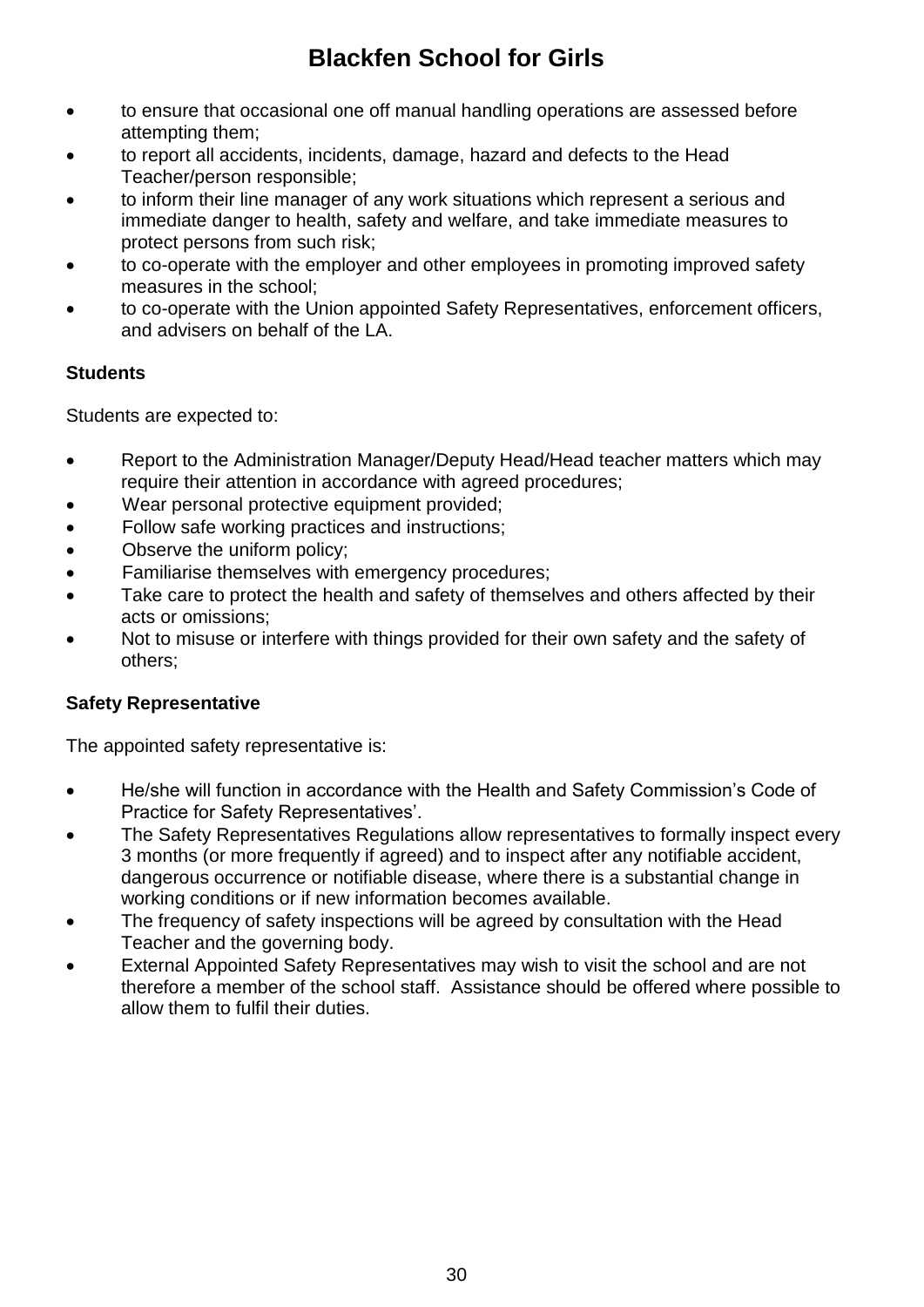- to ensure that occasional one off manual handling operations are assessed before attempting them;
- to report all accidents, incidents, damage, hazard and defects to the Head Teacher/person responsible;
- to inform their line manager of any work situations which represent a serious and immediate danger to health, safety and welfare, and take immediate measures to protect persons from such risk;
- to co-operate with the employer and other employees in promoting improved safety measures in the school;
- to co-operate with the Union appointed Safety Representatives, enforcement officers, and advisers on behalf of the LA.

**Students**

Students are expected to:

- Report to the Administration Manager/Deputy Head/Head teacher matters which may require their attention in accordance with agreed procedures;
- Wear personal protective equipment provided;
- Follow safe working practices and instructions;
- Observe the uniform policy;
- Familiarise themselves with emergency procedures;
- Take care to protect the health and safety of themselves and others affected by their acts or omissions;
- Not to misuse or interfere with things provided for their own safety and the safety of others;

**Safety Representative**

The appointed safety representative is:

- He/she will function in accordance with the Health and Safety Commission's Code of Practice for Safety Representatives'.
- The Safety Representatives Regulations allow representatives to formally inspect every 3 months (or more frequently if agreed) and to inspect after any notifiable accident, dangerous occurrence or notifiable disease, where there is a substantial change in working conditions or if new information becomes available.
- The frequency of safety inspections will be agreed by consultation with the Head Teacher and the governing body.
- External Appointed Safety Representatives may wish to visit the school and are not therefore a member of the school staff. Assistance should be offered where possible to allow them to fulfil their duties.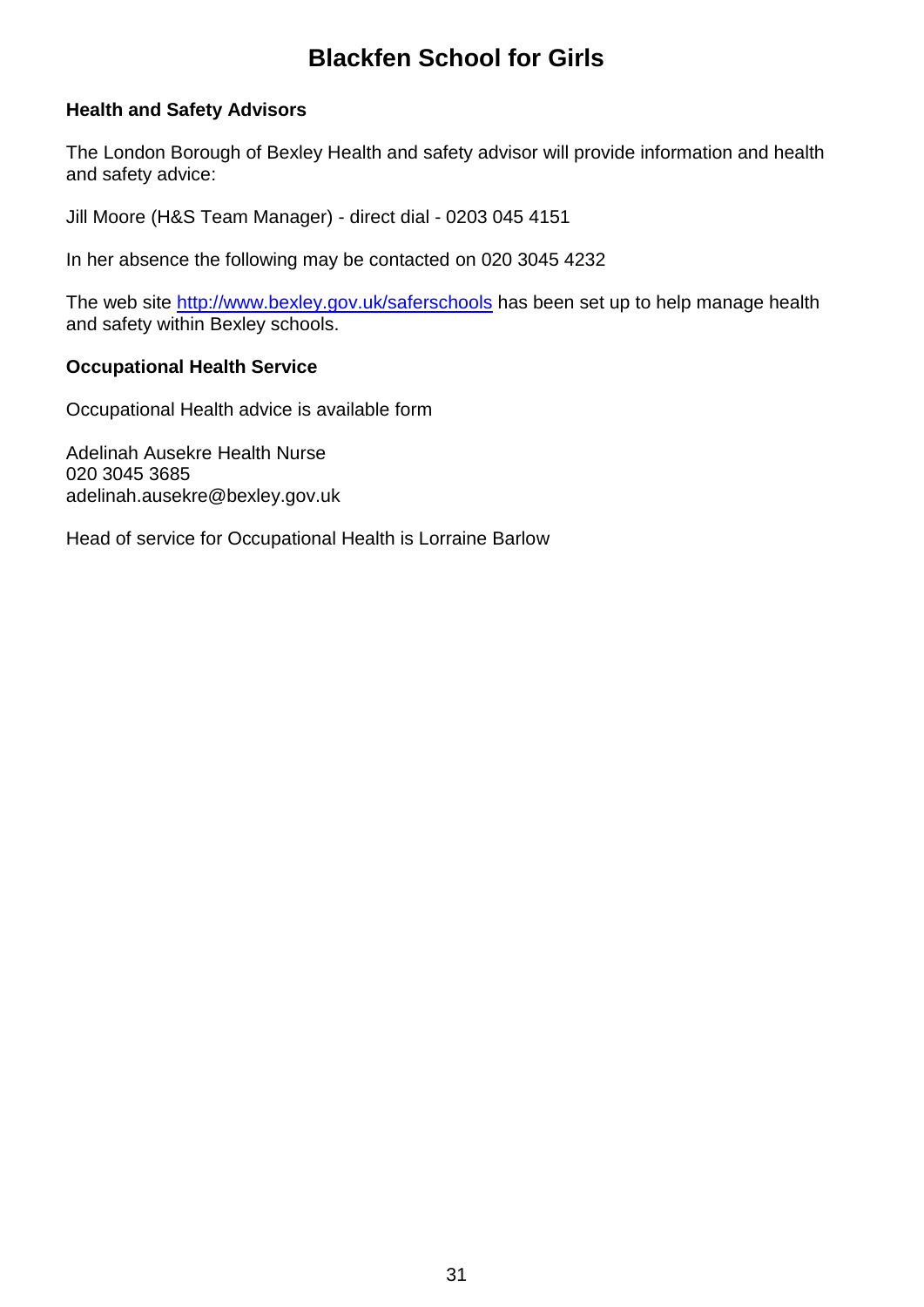## Health and Safety Advisors

The London Borough of Bexley Health and safety advisor will provide information and health and safety advice:

Jill Moore (H&S Team Manager) - direct dial - 0203 045 4151

In her absence the following may be contacted on 020 3045 4232

The web site [http://www.bexley.gov.uk/saferschools](http://www.bexley.gov.uk/saferschools) has been set up to help manage health and safety within Bexley schools.

## Occupational Health Service

Occupational Health advice is available form

Adelinah Ausekre Health Nurse
020 3045 3685
adelinah.ausekre@bexley.gov.uk

Head of service for Occupational Health is Lorraine Barlow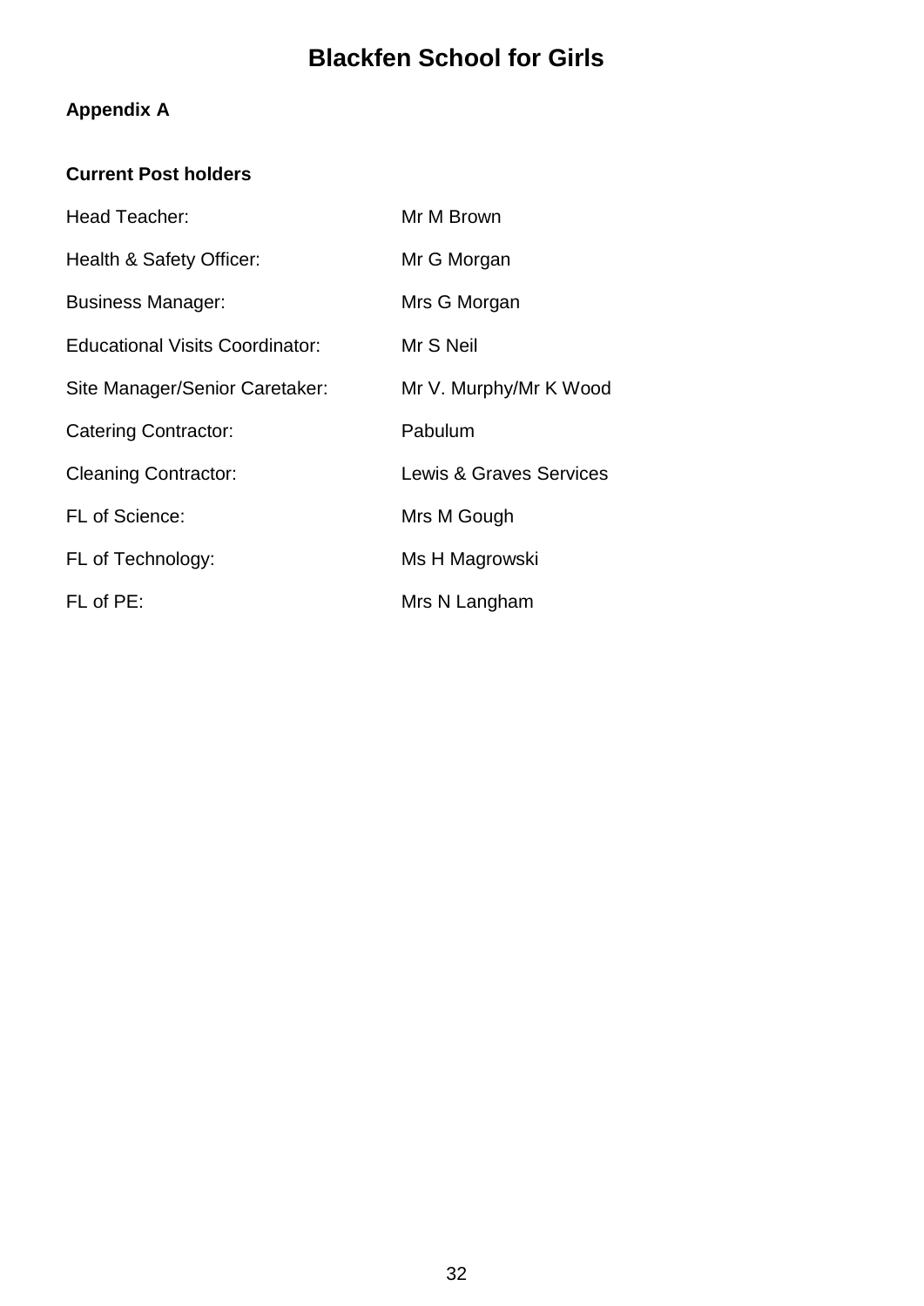# Blackfen School for Girls

## Appendix A

### Current Post holders

| | |
|---|---|
| Head Teacher: | Mr M Brown |
| Health & Safety Officer: | Mr G Morgan |
| Business Manager: | Mrs G Morgan |
| Educational Visits Coordinator: | Mr S Neil |
| Site Manager/Senior Caretaker: | Mr V. Murphy/Mr K Wood |
| Catering Contractor: | Pabulum |
| Cleaning Contractor: | Lewis & Graves Services |
| FL of Science: | Mrs M Gough |
| FL of Technology: | Ms H Magrowski |
| FL of PE: | Mrs N Langham |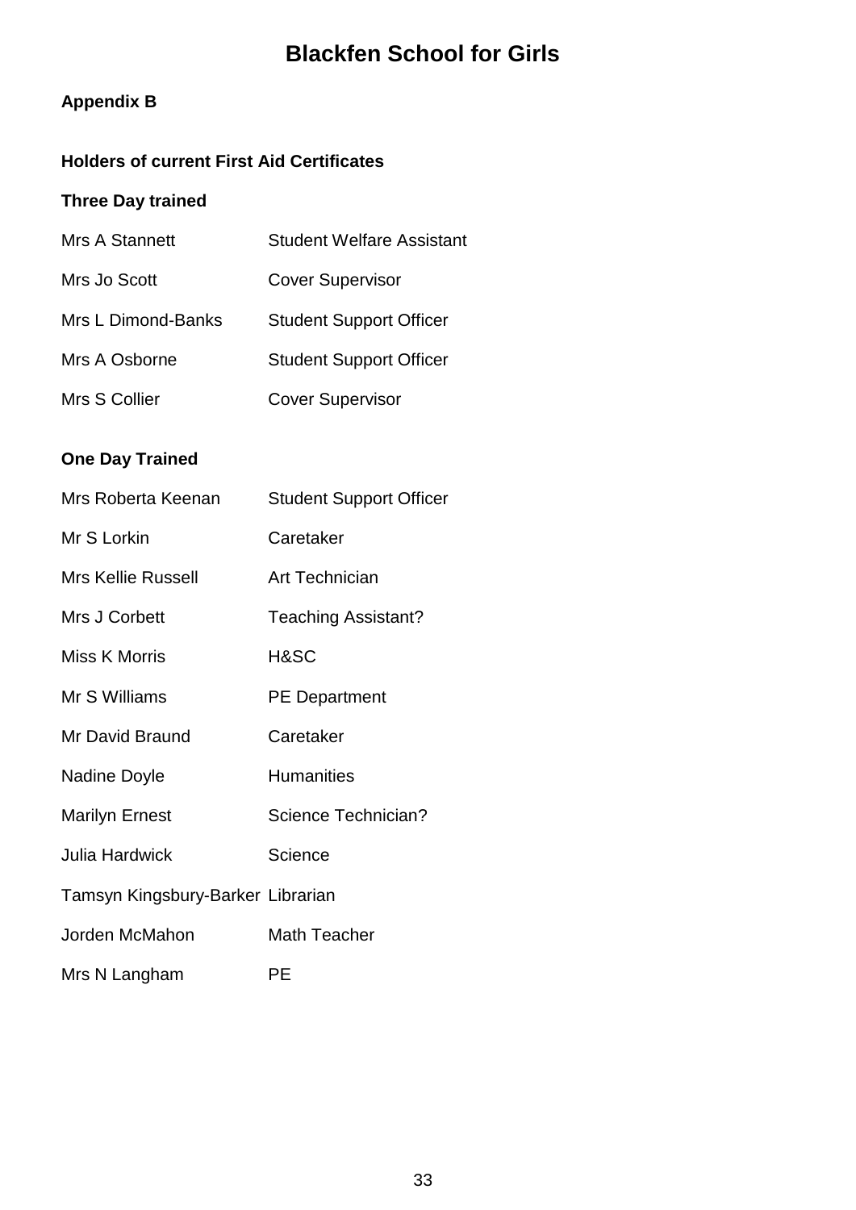# Blackfen School for Girls

**Appendix B**

**Holders of current First Aid Certificates**

**Three Day trained**

| | |
|---|---|
| Mrs A Stannett | Student Welfare Assistant |
| Mrs Jo Scott | Cover Supervisor |
| Mrs L Dimond-Banks | Student Support Officer |
| Mrs A Osborne | Student Support Officer |
| Mrs S Collier | Cover Supervisor |

**One Day Trained**

| | |
|---|---|
| Mrs Roberta Keenan | Student Support Officer |
| Mr S Lorkin | Caretaker |
| Mrs Kellie Russell | Art Technician |
| Mrs J Corbett | Teaching Assistant? |
| Miss K Morris | H&SC |
| Mr S Williams | PE Department |
| Mr David Braund | Caretaker |
| Nadine Doyle | Humanities |
| Marilyn Ernest | Science Technician? |
| Julia Hardwick | Science |
| Tamsyn Kingsbury-Barker | Librarian |
| Jorden McMahon | Math Teacher |
| Mrs N Langham | PE |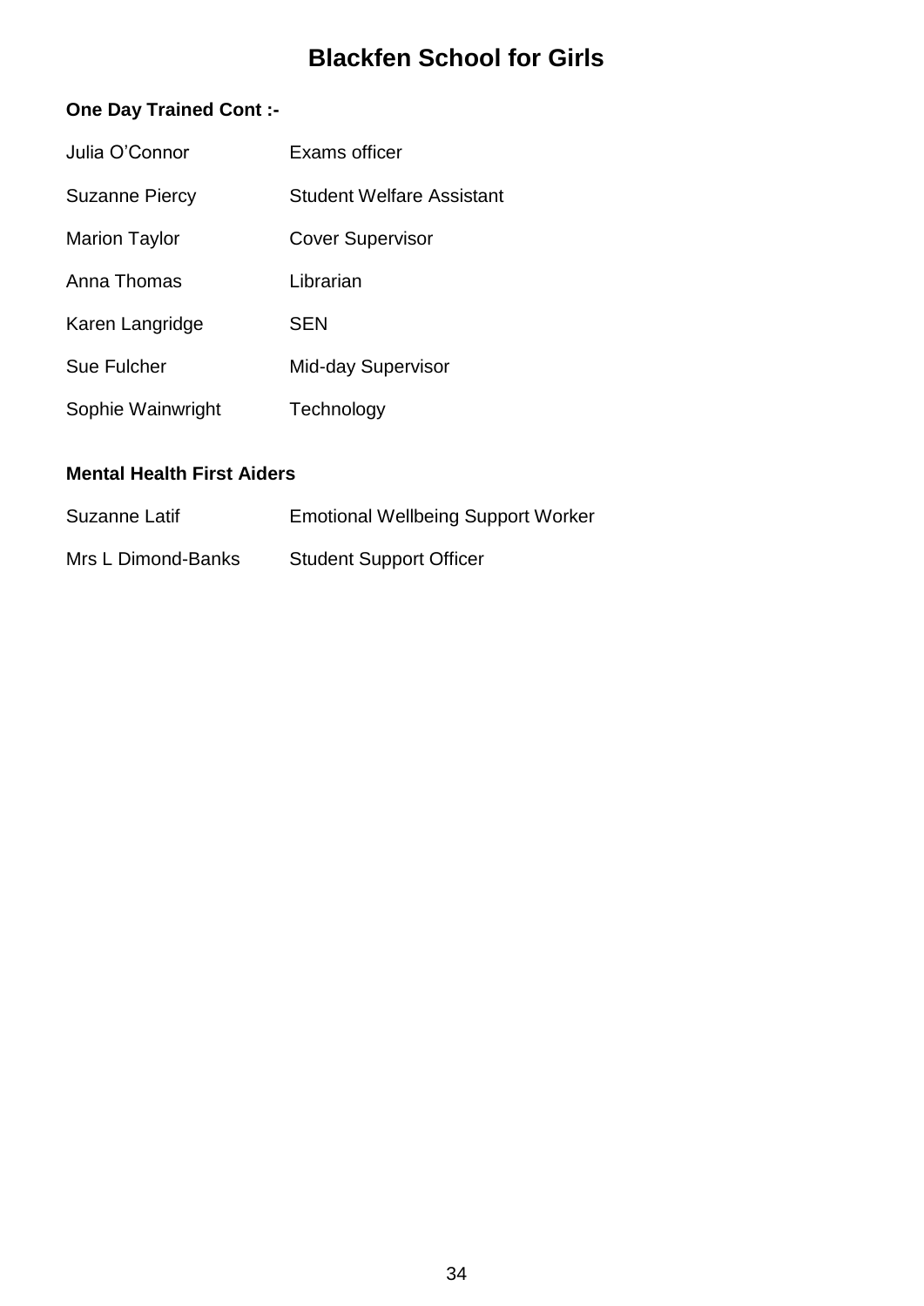# Blackfen School for Girls

**One Day Trained Cont :-**

| | |
|---|---|
| Julia O'Connor | Exams officer |
| Suzanne Piercy | Student Welfare Assistant |
| Marion Taylor | Cover Supervisor |
| Anna Thomas | Librarian |
| Karen Langridge | SEN |
| Sue Fulcher | Mid-day Supervisor |
| Sophie Wainwright | Technology |

**Mental Health First Aiders**

| | |
|---|---|
| Suzanne Latif | Emotional Wellbeing Support Worker |
| Mrs L Dimond-Banks | Student Support Officer |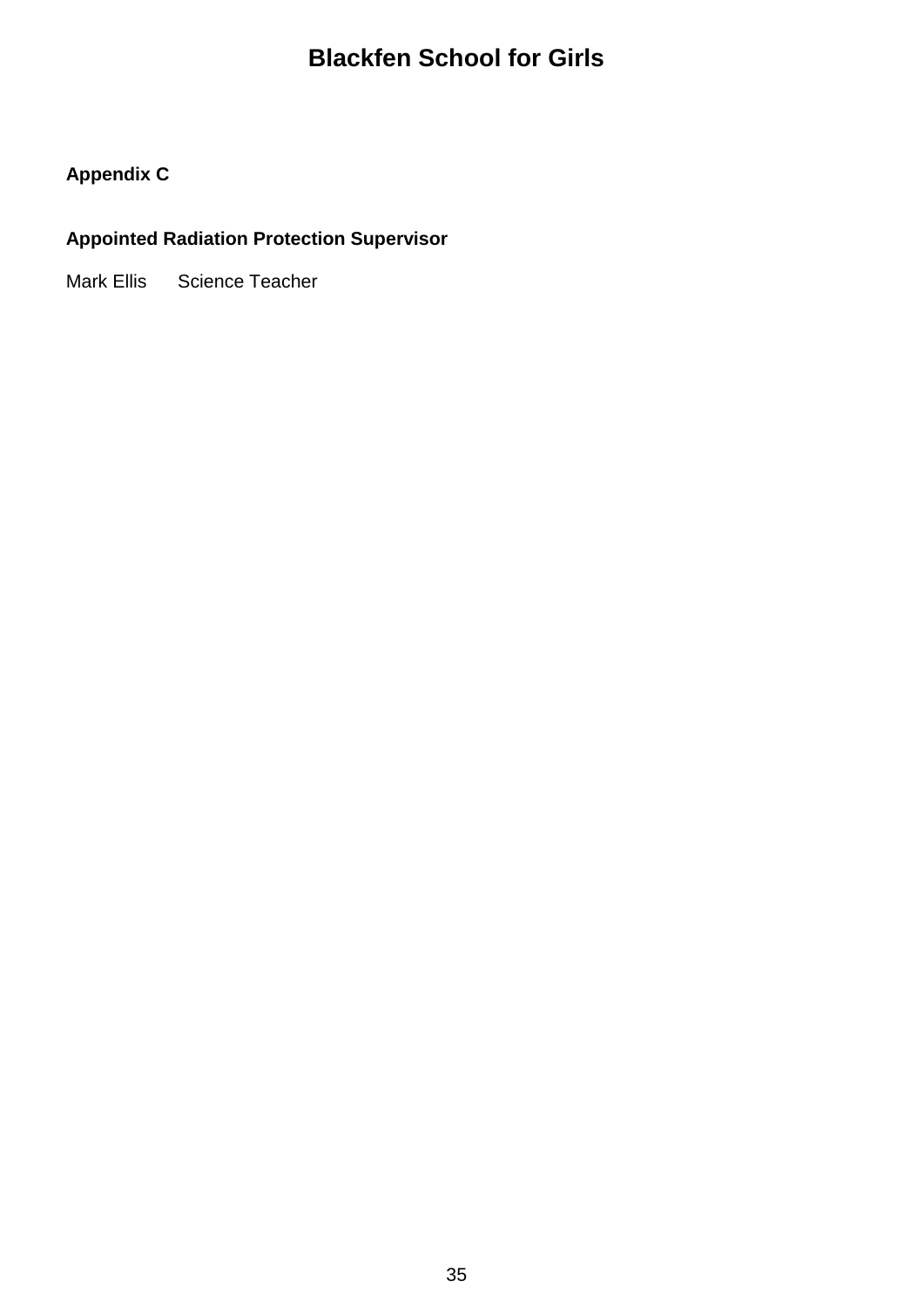**Appendix C**

**Appointed Radiation Protection Supervisor**

Mark Ellis  Science Teacher